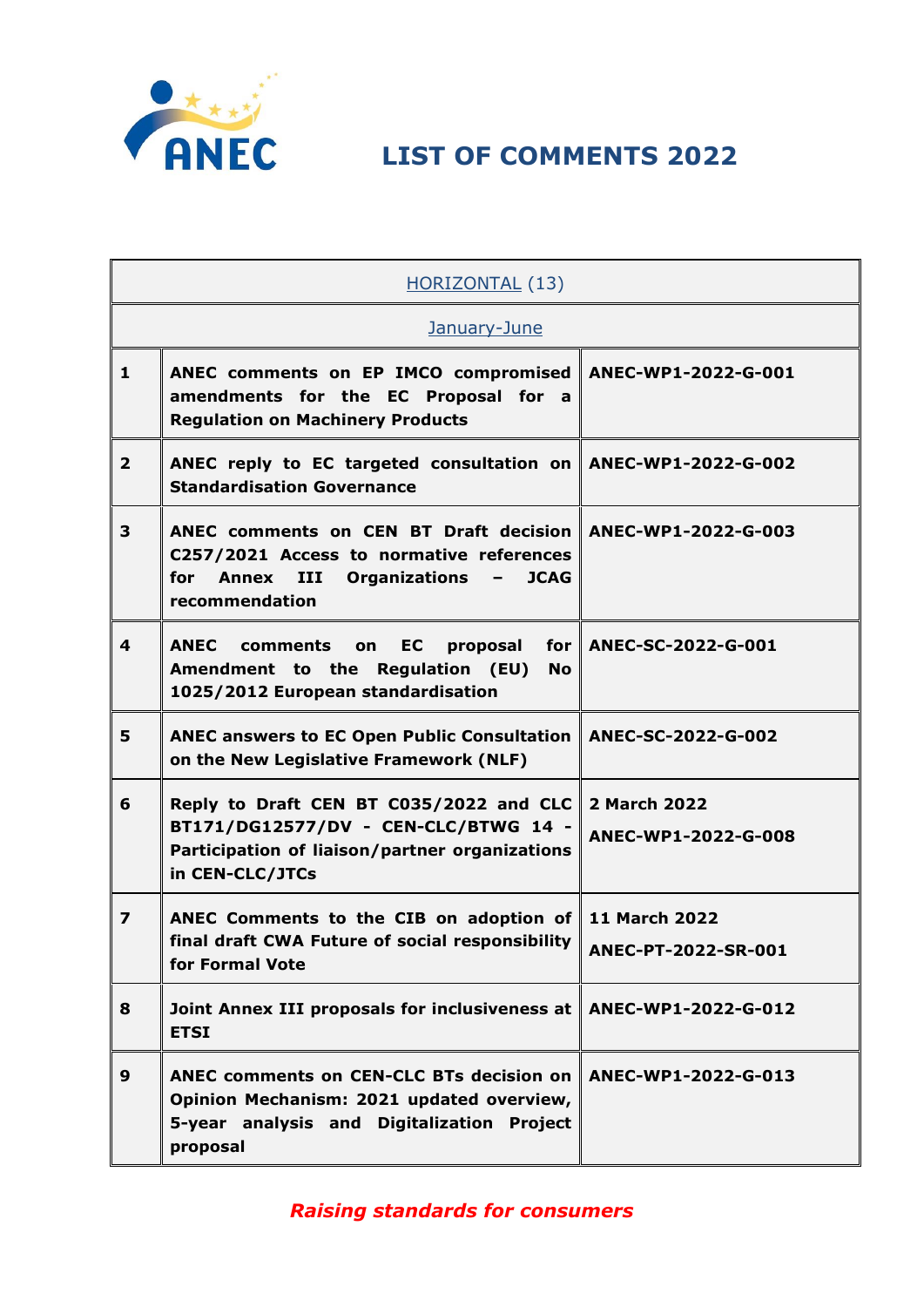# LIST OF COMMENTS 2022

| HORIZONTAL (13) | | |
|---|---|---|
| January-June | | |
| **1** | **ANEC comments on EP IMCO compromised amendments for the EC Proposal for a Regulation on Machinery Products** | **ANEC-WP1-2022-G-001** |
| **2** | **ANEC reply to EC targeted consultation on Standardisation Governance** | **ANEC-WP1-2022-G-002** |
| **3** | **ANEC comments on CEN BT Draft decision C257/2021 Access to normative references for Annex III Organizations – JCAG recommendation** | **ANEC-WP1-2022-G-003** |
| **4** | **ANEC comments on EC proposal for Amendment to the Regulation (EU) No 1025/2012 European standardisation** | **ANEC-SC-2022-G-001** |
| **5** | **ANEC answers to EC Open Public Consultation on the New Legislative Framework (NLF)** | **ANEC-SC-2022-G-002** |
| **6** | **Reply to Draft CEN BT C035/2022 and CLC BT171/DG12577/DV - CEN-CLC/BTWG 14 - Participation of liaison/partner organizations in CEN-CLC/JTCs** | **2 March 2022**<br>**ANEC-WP1-2022-G-008** |
| **7** | **ANEC Comments to the CIB on adoption of final draft CWA Future of social responsibility for Formal Vote** | **11 March 2022**<br>**ANEC-PT-2022-SR-001** |
| **8** | **Joint Annex III proposals for inclusiveness at ETSI** | **ANEC-WP1-2022-G-012** |
| **9** | **ANEC comments on CEN-CLC BTs decision on Opinion Mechanism: 2021 updated overview, 5-year analysis and Digitalization Project proposal** | **ANEC-WP1-2022-G-013** |

*Raising standards for consumers*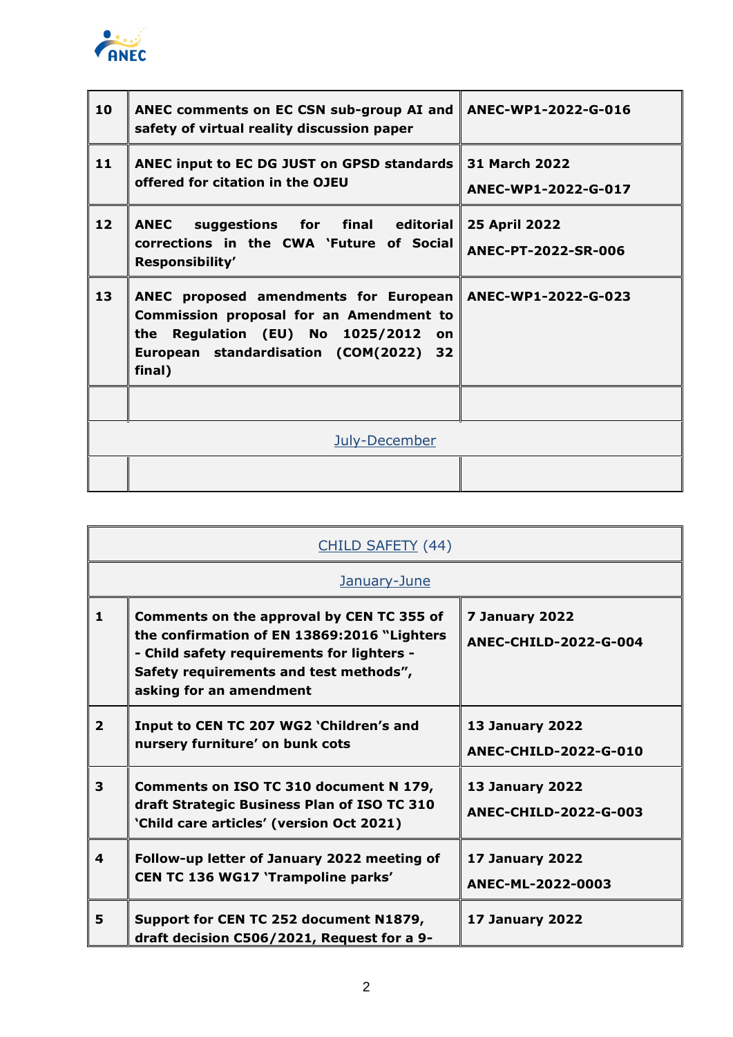| | | |
|---|---|---|
| **10** | **ANEC comments on EC CSN sub-group AI and safety of virtual reality discussion paper** | **ANEC-WP1-2022-G-016** |
| **11** | **ANEC input to EC DG JUST on GPSD standards offered for citation in the OJEU** | **31 March 2022**<br>**ANEC-WP1-2022-G-017** |
| **12** | **ANEC suggestions for final editorial corrections in the CWA 'Future of Social Responsibility'** | **25 April 2022**<br>**ANEC-PT-2022-SR-006** |
| **13** | **ANEC proposed amendments for European Commission proposal for an Amendment to the Regulation (EU) No 1025/2012 on European standardisation (COM(2022) 32 final)** | **ANEC-WP1-2022-G-023** |
| | | |
| July-December | | |
| | | |

| | | |
|---|---|---|
| CHILD SAFETY (44) | | |
| January-June | | |
| **1** | **Comments on the approval by CEN TC 355 of the confirmation of EN 13869:2016 "Lighters - Child safety requirements for lighters - Safety requirements and test methods", asking for an amendment** | **7 January 2022**<br>**ANEC-CHILD-2022-G-004** |
| **2** | **Input to CEN TC 207 WG2 'Children's and nursery furniture' on bunk cots** | **13 January 2022**<br>**ANEC-CHILD-2022-G-010** |
| **3** | **Comments on ISO TC 310 document N 179, draft Strategic Business Plan of ISO TC 310 'Child care articles' (version Oct 2021)** | **13 January 2022**<br>**ANEC-CHILD-2022-G-003** |
| **4** | **Follow-up letter of January 2022 meeting of CEN TC 136 WG17 'Trampoline parks'** | **17 January 2022**<br>**ANEC-ML-2022-0003** |
| **5** | **Support for CEN TC 252 document N1879, draft decision C506/2021, Request for a 9-** | **17 January 2022** |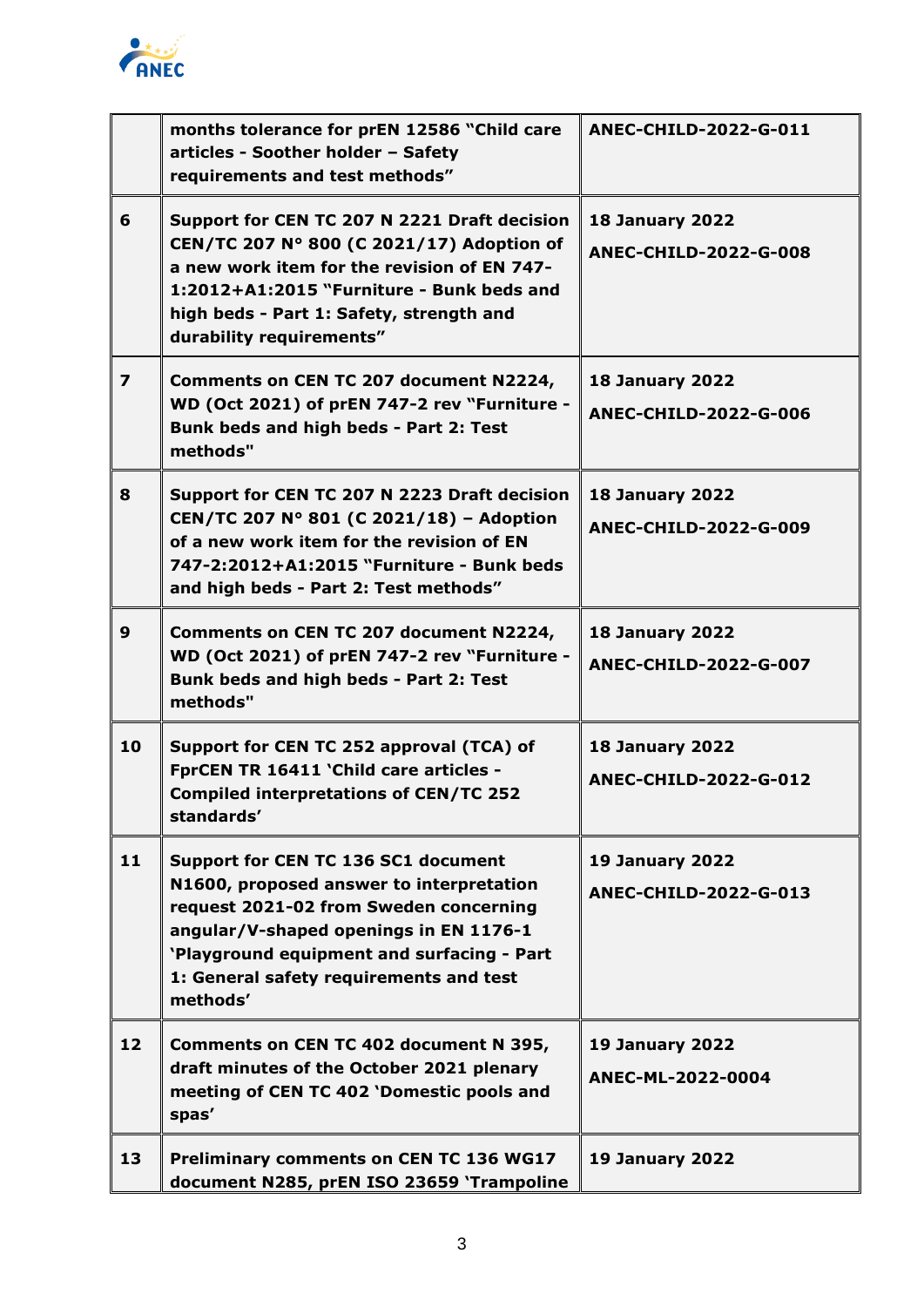| | | |
|---|---|---|
| | **months tolerance for prEN 12586 "Child care articles - Soother holder – Safety requirements and test methods"** | **ANEC-CHILD-2022-G-011** |
| **6** | **Support for CEN TC 207 N 2221 Draft decision CEN/TC 207 N° 800 (C 2021/17) Adoption of a new work item for the revision of EN 747-1:2012+A1:2015 "Furniture - Bunk beds and high beds - Part 1: Safety, strength and durability requirements"** | **18 January 2022**<br>**ANEC-CHILD-2022-G-008** |
| **7** | **Comments on CEN TC 207 document N2224, WD (Oct 2021) of prEN 747-2 rev "Furniture - Bunk beds and high beds - Part 2: Test methods"** | **18 January 2022**<br>**ANEC-CHILD-2022-G-006** |
| **8** | **Support for CEN TC 207 N 2223 Draft decision CEN/TC 207 N° 801 (C 2021/18) – Adoption of a new work item for the revision of EN 747-2:2012+A1:2015 "Furniture - Bunk beds and high beds - Part 2: Test methods"** | **18 January 2022**<br>**ANEC-CHILD-2022-G-009** |
| **9** | **Comments on CEN TC 207 document N2224, WD (Oct 2021) of prEN 747-2 rev "Furniture - Bunk beds and high beds - Part 2: Test methods"** | **18 January 2022**<br>**ANEC-CHILD-2022-G-007** |
| **10** | **Support for CEN TC 252 approval (TCA) of FprCEN TR 16411 'Child care articles - Compiled interpretations of CEN/TC 252 standards'** | **18 January 2022**<br>**ANEC-CHILD-2022-G-012** |
| **11** | **Support for CEN TC 136 SC1 document N1600, proposed answer to interpretation request 2021-02 from Sweden concerning angular/V-shaped openings in EN 1176-1 'Playground equipment and surfacing - Part 1: General safety requirements and test methods'** | **19 January 2022**<br>**ANEC-CHILD-2022-G-013** |
| **12** | **Comments on CEN TC 402 document N 395, draft minutes of the October 2021 plenary meeting of CEN TC 402 'Domestic pools and spas'** | **19 January 2022**<br>**ANEC-ML-2022-0004** |
| **13** | **Preliminary comments on CEN TC 136 WG17 document N285, prEN ISO 23659 'Trampoline** | **19 January 2022** |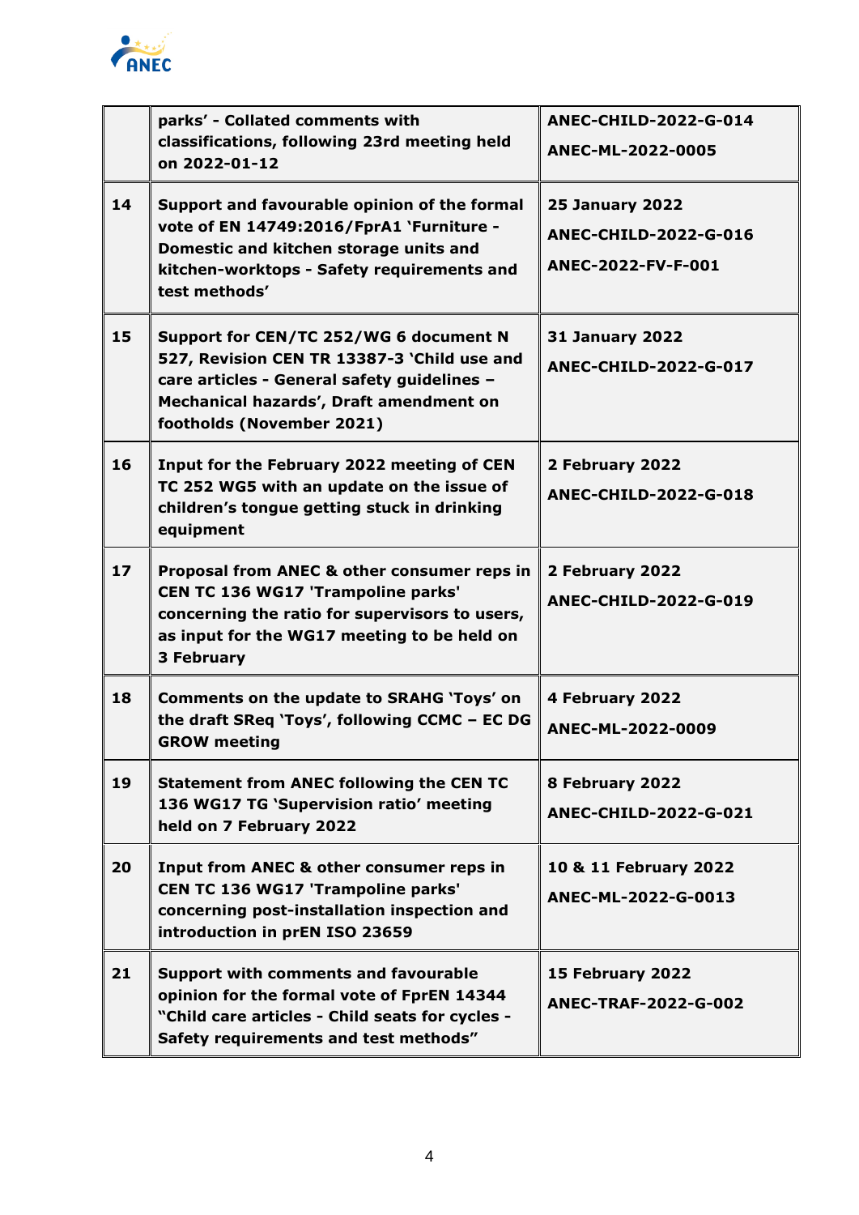| | | |
|---|---|---|
| | **parks' - Collated comments with classifications, following 23rd meeting held on 2022-01-12** | **ANEC-CHILD-2022-G-014**<br>**ANEC-ML-2022-0005** |
| **14** | **Support and favourable opinion of the formal vote of EN 14749:2016/FprA1 'Furniture - Domestic and kitchen storage units and kitchen-worktops - Safety requirements and test methods'** | **25 January 2022**<br>**ANEC-CHILD-2022-G-016**<br>**ANEC-2022-FV-F-001** |
| **15** | **Support for CEN/TC 252/WG 6 document N 527, Revision CEN TR 13387-3 'Child use and care articles - General safety guidelines – Mechanical hazards', Draft amendment on footholds (November 2021)** | **31 January 2022**<br>**ANEC-CHILD-2022-G-017** |
| **16** | **Input for the February 2022 meeting of CEN TC 252 WG5 with an update on the issue of children's tongue getting stuck in drinking equipment** | **2 February 2022**<br>**ANEC-CHILD-2022-G-018** |
| **17** | **Proposal from ANEC & other consumer reps in CEN TC 136 WG17 'Trampoline parks' concerning the ratio for supervisors to users, as input for the WG17 meeting to be held on 3 February** | **2 February 2022**<br>**ANEC-CHILD-2022-G-019** |
| **18** | **Comments on the update to SRAHG 'Toys' on the draft SReq 'Toys', following CCMC – EC DG GROW meeting** | **4 February 2022**<br>**ANEC-ML-2022-0009** |
| **19** | **Statement from ANEC following the CEN TC 136 WG17 TG 'Supervision ratio' meeting held on 7 February 2022** | **8 February 2022**<br>**ANEC-CHILD-2022-G-021** |
| **20** | **Input from ANEC & other consumer reps in CEN TC 136 WG17 'Trampoline parks' concerning post-installation inspection and introduction in prEN ISO 23659** | **10 & 11 February 2022**<br>**ANEC-ML-2022-G-0013** |
| **21** | **Support with comments and favourable opinion for the formal vote of FprEN 14344 "Child care articles - Child seats for cycles - Safety requirements and test methods"** | **15 February 2022**<br>**ANEC-TRAF-2022-G-002** |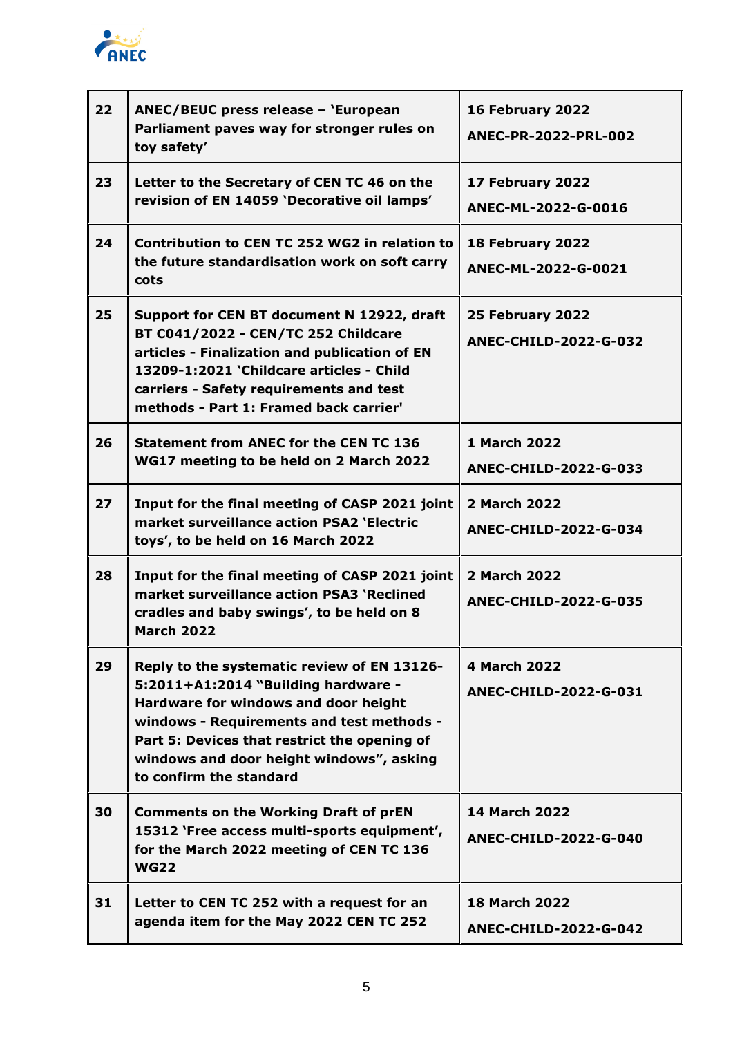| | | |
|---|---|---|
| **22** | **ANEC/BEUC press release – 'European Parliament paves way for stronger rules on toy safety'** | **16 February 2022**<br>**ANEC-PR-2022-PRL-002** |
| **23** | **Letter to the Secretary of CEN TC 46 on the revision of EN 14059 'Decorative oil lamps'** | **17 February 2022**<br>**ANEC-ML-2022-G-0016** |
| **24** | **Contribution to CEN TC 252 WG2 in relation to the future standardisation work on soft carry cots** | **18 February 2022**<br>**ANEC-ML-2022-G-0021** |
| **25** | **Support for CEN BT document N 12922, draft BT C041/2022 - CEN/TC 252 Childcare articles - Finalization and publication of EN 13209-1:2021 'Childcare articles - Child carriers - Safety requirements and test methods - Part 1: Framed back carrier'** | **25 February 2022**<br>**ANEC-CHILD-2022-G-032** |
| **26** | **Statement from ANEC for the CEN TC 136 WG17 meeting to be held on 2 March 2022** | **1 March 2022**<br>**ANEC-CHILD-2022-G-033** |
| **27** | **Input for the final meeting of CASP 2021 joint market surveillance action PSA2 'Electric toys', to be held on 16 March 2022** | **2 March 2022**<br>**ANEC-CHILD-2022-G-034** |
| **28** | **Input for the final meeting of CASP 2021 joint market surveillance action PSA3 'Reclined cradles and baby swings', to be held on 8 March 2022** | **2 March 2022**<br>**ANEC-CHILD-2022-G-035** |
| **29** | **Reply to the systematic review of EN 13126-5:2011+A1:2014 "Building hardware - Hardware for windows and door height windows - Requirements and test methods - Part 5: Devices that restrict the opening of windows and door height windows", asking to confirm the standard** | **4 March 2022**<br>**ANEC-CHILD-2022-G-031** |
| **30** | **Comments on the Working Draft of prEN 15312 'Free access multi-sports equipment', for the March 2022 meeting of CEN TC 136 WG22** | **14 March 2022**<br>**ANEC-CHILD-2022-G-040** |
| **31** | **Letter to CEN TC 252 with a request for an agenda item for the May 2022 CEN TC 252** | **18 March 2022**<br>**ANEC-CHILD-2022-G-042** |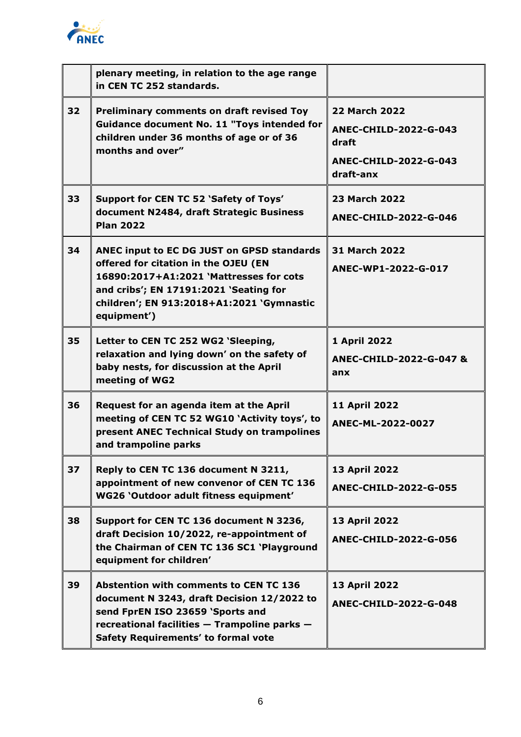| | | |
|---|---|---|
| | **plenary meeting, in relation to the age range in CEN TC 252 standards.** | |
| **32** | **Preliminary comments on draft revised Toy Guidance document No. 11 "Toys intended for children under 36 months of age or of 36 months and over"** | **22 March 2022**<br>**ANEC-CHILD-2022-G-043 draft**<br>**ANEC-CHILD-2022-G-043 draft-anx** |
| **33** | **Support for CEN TC 52 'Safety of Toys' document N2484, draft Strategic Business Plan 2022** | **23 March 2022**<br>**ANEC-CHILD-2022-G-046** |
| **34** | **ANEC input to EC DG JUST on GPSD standards offered for citation in the OJEU (EN 16890:2017+A1:2021 'Mattresses for cots and cribs'; EN 17191:2021 'Seating for children'; EN 913:2018+A1:2021 'Gymnastic equipment')** | **31 March 2022**<br>**ANEC-WP1-2022-G-017** |
| **35** | **Letter to CEN TC 252 WG2 'Sleeping, relaxation and lying down' on the safety of baby nests, for discussion at the April meeting of WG2** | **1 April 2022**<br>**ANEC-CHILD-2022-G-047 & anx** |
| **36** | **Request for an agenda item at the April meeting of CEN TC 52 WG10 'Activity toys', to present ANEC Technical Study on trampolines and trampoline parks** | **11 April 2022**<br>**ANEC-ML-2022-0027** |
| **37** | **Reply to CEN TC 136 document N 3211, appointment of new convenor of CEN TC 136 WG26 'Outdoor adult fitness equipment'** | **13 April 2022**<br>**ANEC-CHILD-2022-G-055** |
| **38** | **Support for CEN TC 136 document N 3236, draft Decision 10/2022, re-appointment of the Chairman of CEN TC 136 SC1 'Playground equipment for children'** | **13 April 2022**<br>**ANEC-CHILD-2022-G-056** |
| **39** | **Abstention with comments to CEN TC 136 document N 3243, draft Decision 12/2022 to send FprEN ISO 23659 'Sports and recreational facilities — Trampoline parks — Safety Requirements' to formal vote** | **13 April 2022**<br>**ANEC-CHILD-2022-G-048** |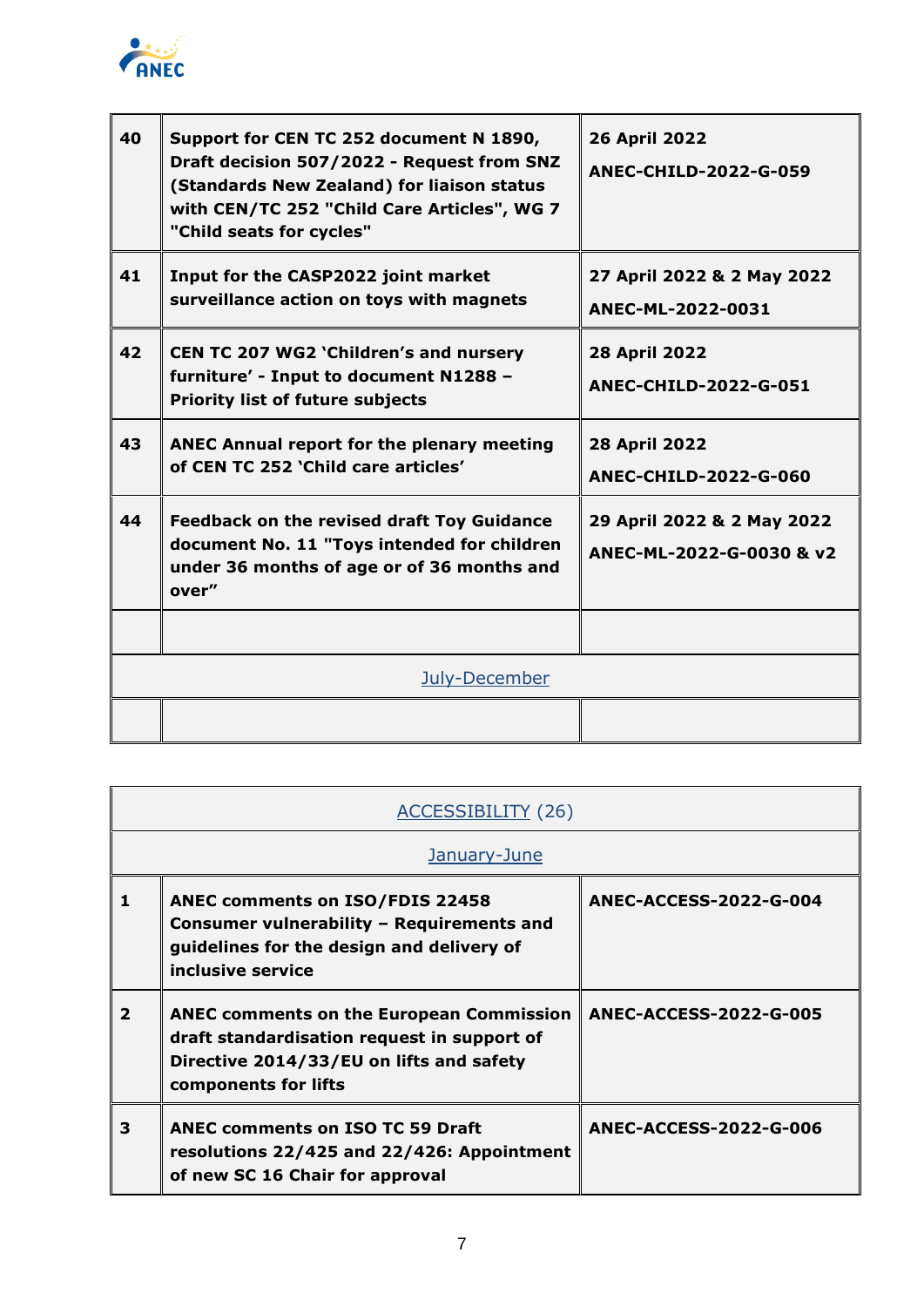| | | |
|---|---|---|
| **40** | **Support for CEN TC 252 document N 1890, Draft decision 507/2022 - Request from SNZ (Standards New Zealand) for liaison status with CEN/TC 252 "Child Care Articles", WG 7 "Child seats for cycles"** | **26 April 2022**<br>**ANEC-CHILD-2022-G-059** |
| **41** | **Input for the CASP2022 joint market surveillance action on toys with magnets** | **27 April 2022 & 2 May 2022**<br>**ANEC-ML-2022-0031** |
| **42** | **CEN TC 207 WG2 'Children's and nursery furniture' - Input to document N1288 – Priority list of future subjects** | **28 April 2022**<br>**ANEC-CHILD-2022-G-051** |
| **43** | **ANEC Annual report for the plenary meeting of CEN TC 252 'Child care articles'** | **28 April 2022**<br>**ANEC-CHILD-2022-G-060** |
| **44** | **Feedback on the revised draft Toy Guidance document No. 11 "Toys intended for children under 36 months of age or of 36 months and over"** | **29 April 2022 & 2 May 2022**<br>**ANEC-ML-2022-G-0030 & v2** |
| | | |
| | July-December | |
| | | |

| ACCESSIBILITY (26) | | |
|---|---|---|
| | January-June | |
| **1** | **ANEC comments on ISO/FDIS 22458 Consumer vulnerability – Requirements and guidelines for the design and delivery of inclusive service** | **ANEC-ACCESS-2022-G-004** |
| **2** | **ANEC comments on the European Commission draft standardisation request in support of Directive 2014/33/EU on lifts and safety components for lifts** | **ANEC-ACCESS-2022-G-005** |
| **3** | **ANEC comments on ISO TC 59 Draft resolutions 22/425 and 22/426: Appointment of new SC 16 Chair for approval** | **ANEC-ACCESS-2022-G-006** |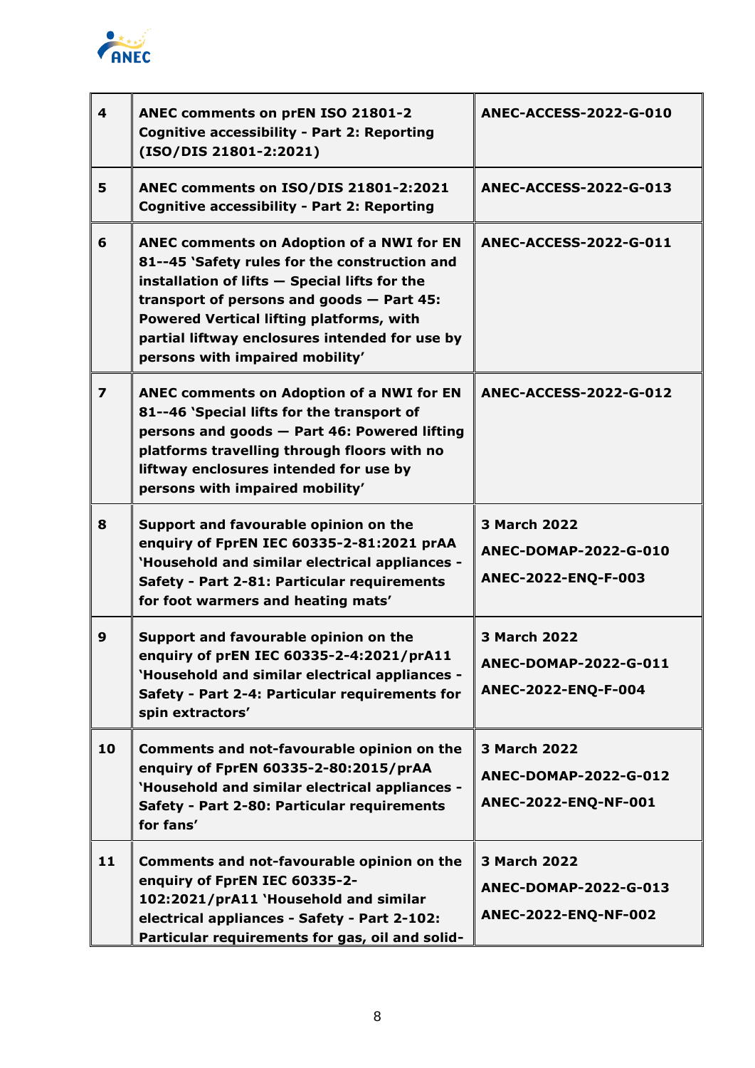| | | |
|---|---|---|
| **4** | **ANEC comments on prEN ISO 21801-2 Cognitive accessibility - Part 2: Reporting (ISO/DIS 21801-2:2021)** | **ANEC-ACCESS-2022-G-010** |
| **5** | **ANEC comments on ISO/DIS 21801-2:2021 Cognitive accessibility - Part 2: Reporting** | **ANEC-ACCESS-2022-G-013** |
| **6** | **ANEC comments on Adoption of a NWI for EN 81--45 'Safety rules for the construction and installation of lifts — Special lifts for the transport of persons and goods — Part 45: Powered Vertical lifting platforms, with partial liftway enclosures intended for use by persons with impaired mobility'** | **ANEC-ACCESS-2022-G-011** |
| **7** | **ANEC comments on Adoption of a NWI for EN 81--46 'Special lifts for the transport of persons and goods — Part 46: Powered lifting platforms travelling through floors with no liftway enclosures intended for use by persons with impaired mobility'** | **ANEC-ACCESS-2022-G-012** |
| **8** | **Support and favourable opinion on the enquiry of FprEN IEC 60335-2-81:2021 prAA 'Household and similar electrical appliances - Safety - Part 2-81: Particular requirements for foot warmers and heating mats'** | **3 March 2022**<br>**ANEC-DOMAP-2022-G-010**<br>**ANEC-2022-ENQ-F-003** |
| **9** | **Support and favourable opinion on the enquiry of prEN IEC 60335-2-4:2021/prA11 'Household and similar electrical appliances - Safety - Part 2-4: Particular requirements for spin extractors'** | **3 March 2022**<br>**ANEC-DOMAP-2022-G-011**<br>**ANEC-2022-ENQ-F-004** |
| **10** | **Comments and not-favourable opinion on the enquiry of FprEN 60335-2-80:2015/prAA 'Household and similar electrical appliances - Safety - Part 2-80: Particular requirements for fans'** | **3 March 2022**<br>**ANEC-DOMAP-2022-G-012**<br>**ANEC-2022-ENQ-NF-001** |
| **11** | **Comments and not-favourable opinion on the enquiry of FprEN IEC 60335-2-102:2021/prA11 'Household and similar electrical appliances - Safety - Part 2-102: Particular requirements for gas, oil and solid-** | **3 March 2022**<br>**ANEC-DOMAP-2022-G-013**<br>**ANEC-2022-ENQ-NF-002** |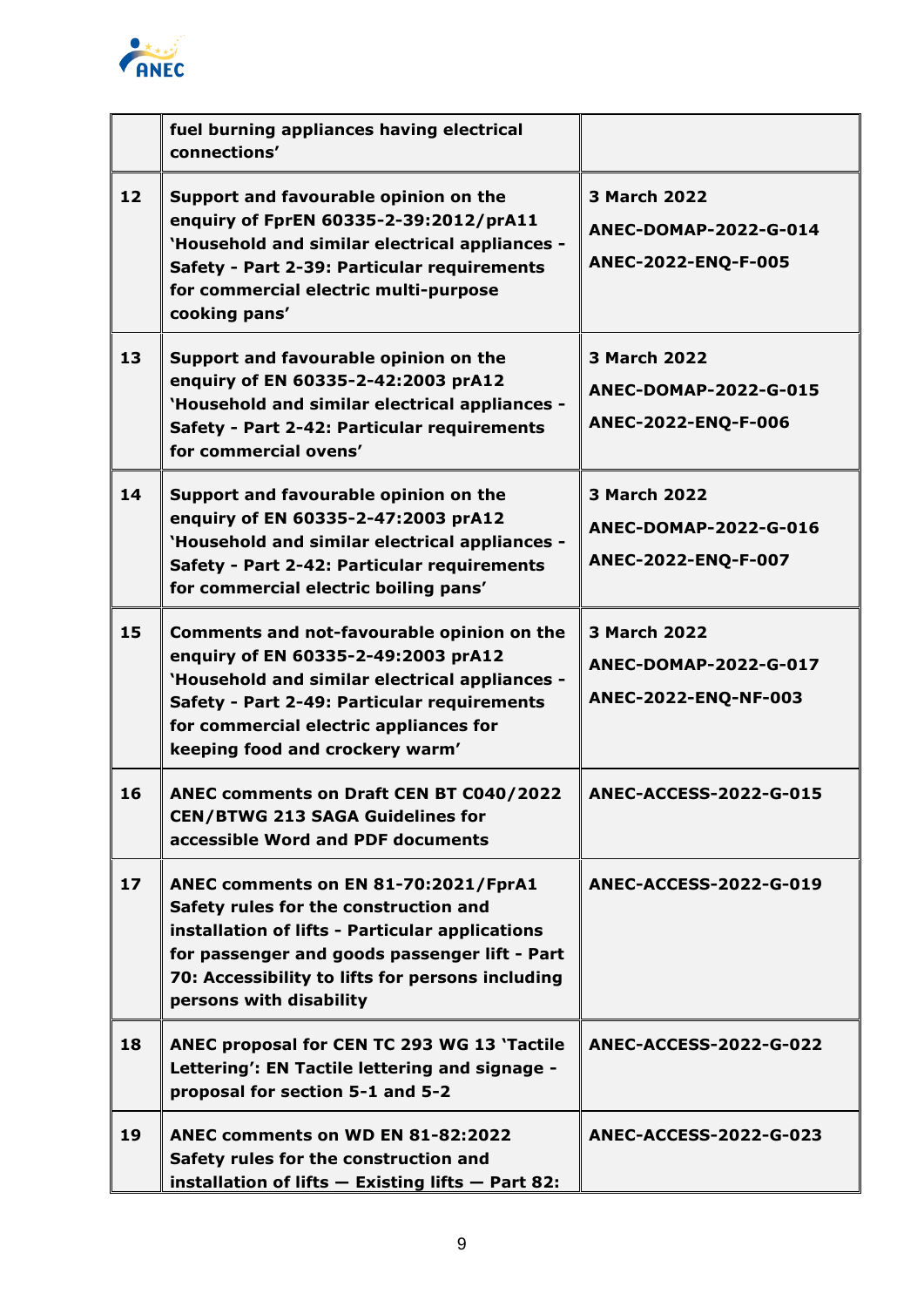| | | |
|---|---|---|
| | **fuel burning appliances having electrical connections'** | |
| **12** | **Support and favourable opinion on the enquiry of FprEN 60335-2-39:2012/prA11 'Household and similar electrical appliances - Safety - Part 2-39: Particular requirements for commercial electric multi-purpose cooking pans'** | **3 March 2022**<br>**ANEC-DOMAP-2022-G-014**<br>**ANEC-2022-ENQ-F-005** |
| **13** | **Support and favourable opinion on the enquiry of EN 60335-2-42:2003 prA12 'Household and similar electrical appliances - Safety - Part 2-42: Particular requirements for commercial ovens'** | **3 March 2022**<br>**ANEC-DOMAP-2022-G-015**<br>**ANEC-2022-ENQ-F-006** |
| **14** | **Support and favourable opinion on the enquiry of EN 60335-2-47:2003 prA12 'Household and similar electrical appliances - Safety - Part 2-42: Particular requirements for commercial electric boiling pans'** | **3 March 2022**<br>**ANEC-DOMAP-2022-G-016**<br>**ANEC-2022-ENQ-F-007** |
| **15** | **Comments and not-favourable opinion on the enquiry of EN 60335-2-49:2003 prA12 'Household and similar electrical appliances - Safety - Part 2-49: Particular requirements for commercial electric appliances for keeping food and crockery warm'** | **3 March 2022**<br>**ANEC-DOMAP-2022-G-017**<br>**ANEC-2022-ENQ-NF-003** |
| **16** | **ANEC comments on Draft CEN BT C040/2022 CEN/BTWG 213 SAGA Guidelines for accessible Word and PDF documents** | **ANEC-ACCESS-2022-G-015** |
| **17** | **ANEC comments on EN 81-70:2021/FprA1 Safety rules for the construction and installation of lifts - Particular applications for passenger and goods passenger lift - Part 70: Accessibility to lifts for persons including persons with disability** | **ANEC-ACCESS-2022-G-019** |
| **18** | **ANEC proposal for CEN TC 293 WG 13 'Tactile Lettering': EN Tactile lettering and signage - proposal for section 5-1 and 5-2** | **ANEC-ACCESS-2022-G-022** |
| **19** | **ANEC comments on WD EN 81-82:2022 Safety rules for the construction and installation of lifts — Existing lifts — Part 82:** | **ANEC-ACCESS-2022-G-023** |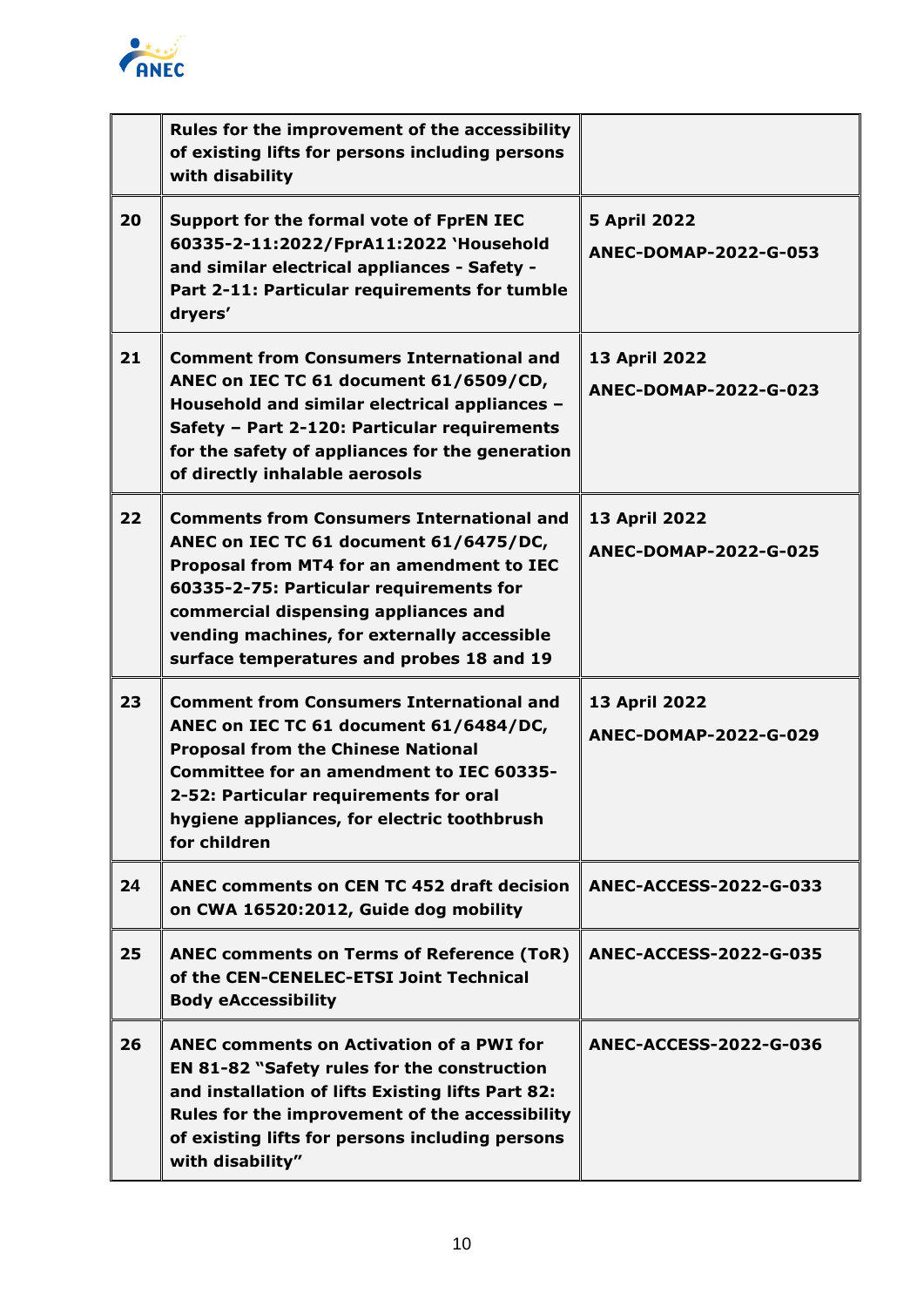| | | |
|---|---|---|
| | **Rules for the improvement of the accessibility of existing lifts for persons including persons with disability** | |
| **20** | **Support for the formal vote of FprEN IEC 60335-2-11:2022/FprA11:2022 'Household and similar electrical appliances - Safety - Part 2-11: Particular requirements for tumble dryers'** | **5 April 2022**<br>**ANEC-DOMAP-2022-G-053** |
| **21** | **Comment from Consumers International and ANEC on IEC TC 61 document 61/6509/CD, Household and similar electrical appliances – Safety – Part 2-120: Particular requirements for the safety of appliances for the generation of directly inhalable aerosols** | **13 April 2022**<br>**ANEC-DOMAP-2022-G-023** |
| **22** | **Comments from Consumers International and ANEC on IEC TC 61 document 61/6475/DC, Proposal from MT4 for an amendment to IEC 60335-2-75: Particular requirements for commercial dispensing appliances and vending machines, for externally accessible surface temperatures and probes 18 and 19** | **13 April 2022**<br>**ANEC-DOMAP-2022-G-025** |
| **23** | **Comment from Consumers International and ANEC on IEC TC 61 document 61/6484/DC, Proposal from the Chinese National Committee for an amendment to IEC 60335-2-52: Particular requirements for oral hygiene appliances, for electric toothbrush for children** | **13 April 2022**<br>**ANEC-DOMAP-2022-G-029** |
| **24** | **ANEC comments on CEN TC 452 draft decision on CWA 16520:2012, Guide dog mobility** | **ANEC-ACCESS-2022-G-033** |
| **25** | **ANEC comments on Terms of Reference (ToR) of the CEN-CENELEC-ETSI Joint Technical Body eAccessibility** | **ANEC-ACCESS-2022-G-035** |
| **26** | **ANEC comments on Activation of a PWI for EN 81-82 "Safety rules for the construction and installation of lifts Existing lifts Part 82: Rules for the improvement of the accessibility of existing lifts for persons including persons with disability"** | **ANEC-ACCESS-2022-G-036** |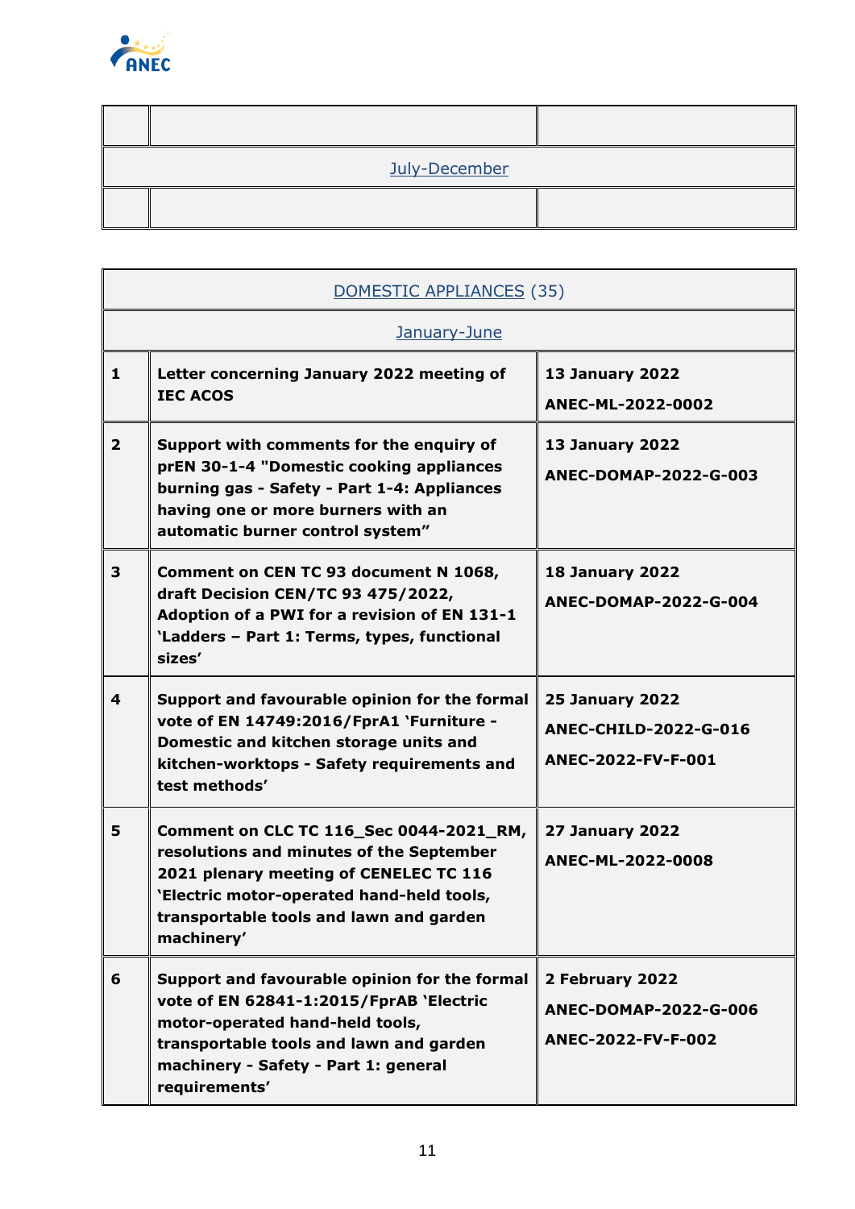| | | |
|---|---|---|
| July-December | | |
| | | |

| DOMESTIC APPLIANCES (35) | | |
|---|---|---|
| January-June | | |
| **1** | **Letter concerning January 2022 meeting of IEC ACOS** | **13 January 2022**<br>**ANEC-ML-2022-0002** |
| **2** | **Support with comments for the enquiry of prEN 30-1-4 "Domestic cooking appliances burning gas - Safety - Part 1-4: Appliances having one or more burners with an automatic burner control system"** | **13 January 2022**<br>**ANEC-DOMAP-2022-G-003** |
| **3** | **Comment on CEN TC 93 document N 1068, draft Decision CEN/TC 93 475/2022, Adoption of a PWI for a revision of EN 131-1 'Ladders – Part 1: Terms, types, functional sizes'** | **18 January 2022**<br>**ANEC-DOMAP-2022-G-004** |
| **4** | **Support and favourable opinion for the formal vote of EN 14749:2016/FprA1 'Furniture - Domestic and kitchen storage units and kitchen-worktops - Safety requirements and test methods'** | **25 January 2022**<br>**ANEC-CHILD-2022-G-016**<br>**ANEC-2022-FV-F-001** |
| **5** | **Comment on CLC TC 116_Sec 0044-2021_RM, resolutions and minutes of the September 2021 plenary meeting of CENELEC TC 116 'Electric motor-operated hand-held tools, transportable tools and lawn and garden machinery'** | **27 January 2022**<br>**ANEC-ML-2022-0008** |
| **6** | **Support and favourable opinion for the formal vote of EN 62841-1:2015/FprAB 'Electric motor-operated hand-held tools, transportable tools and lawn and garden machinery - Safety - Part 1: general requirements'** | **2 February 2022**<br>**ANEC-DOMAP-2022-G-006**<br>**ANEC-2022-FV-F-002** |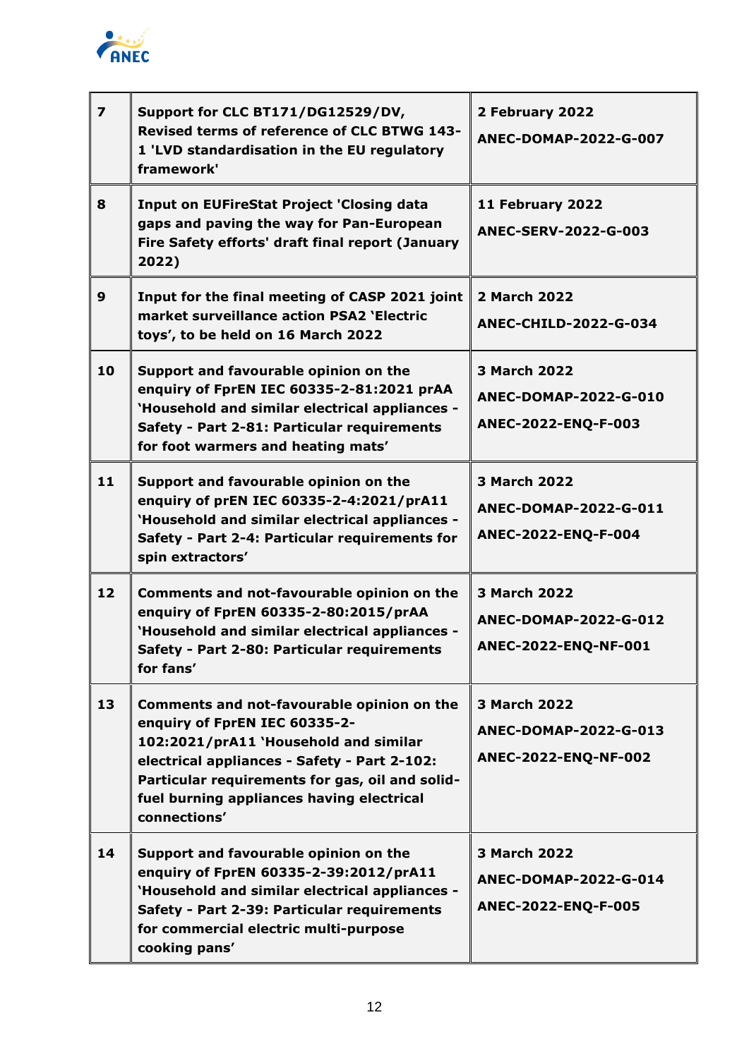| 7 | **Support for CLC BT171/DG12529/DV, Revised terms of reference of CLC BTWG 143-1 'LVD standardisation in the EU regulatory framework'** | **2 February 2022**<br>**ANEC-DOMAP-2022-G-007** |
|---|---|---|
| **8** | **Input on EUFireStat Project 'Closing data gaps and paving the way for Pan-European Fire Safety efforts' draft final report (January 2022)** | **11 February 2022**<br>**ANEC-SERV-2022-G-003** |
| **9** | **Input for the final meeting of CASP 2021 joint market surveillance action PSA2 'Electric toys', to be held on 16 March 2022** | **2 March 2022**<br>**ANEC-CHILD-2022-G-034** |
| **10** | **Support and favourable opinion on the enquiry of FprEN IEC 60335-2-81:2021 prAA 'Household and similar electrical appliances - Safety - Part 2-81: Particular requirements for foot warmers and heating mats'** | **3 March 2022**<br>**ANEC-DOMAP-2022-G-010**<br>**ANEC-2022-ENQ-F-003** |
| **11** | **Support and favourable opinion on the enquiry of prEN IEC 60335-2-4:2021/prA11 'Household and similar electrical appliances - Safety - Part 2-4: Particular requirements for spin extractors'** | **3 March 2022**<br>**ANEC-DOMAP-2022-G-011**<br>**ANEC-2022-ENQ-F-004** |
| **12** | **Comments and not-favourable opinion on the enquiry of FprEN 60335-2-80:2015/prAA 'Household and similar electrical appliances - Safety - Part 2-80: Particular requirements for fans'** | **3 March 2022**<br>**ANEC-DOMAP-2022-G-012**<br>**ANEC-2022-ENQ-NF-001** |
| **13** | **Comments and not-favourable opinion on the enquiry of FprEN IEC 60335-2-102:2021/prA11 'Household and similar electrical appliances - Safety - Part 2-102: Particular requirements for gas, oil and solid-fuel burning appliances having electrical connections'** | **3 March 2022**<br>**ANEC-DOMAP-2022-G-013**<br>**ANEC-2022-ENQ-NF-002** |
| **14** | **Support and favourable opinion on the enquiry of FprEN 60335-2-39:2012/prA11 'Household and similar electrical appliances - Safety - Part 2-39: Particular requirements for commercial electric multi-purpose cooking pans'** | **3 March 2022**<br>**ANEC-DOMAP-2022-G-014**<br>**ANEC-2022-ENQ-F-005** |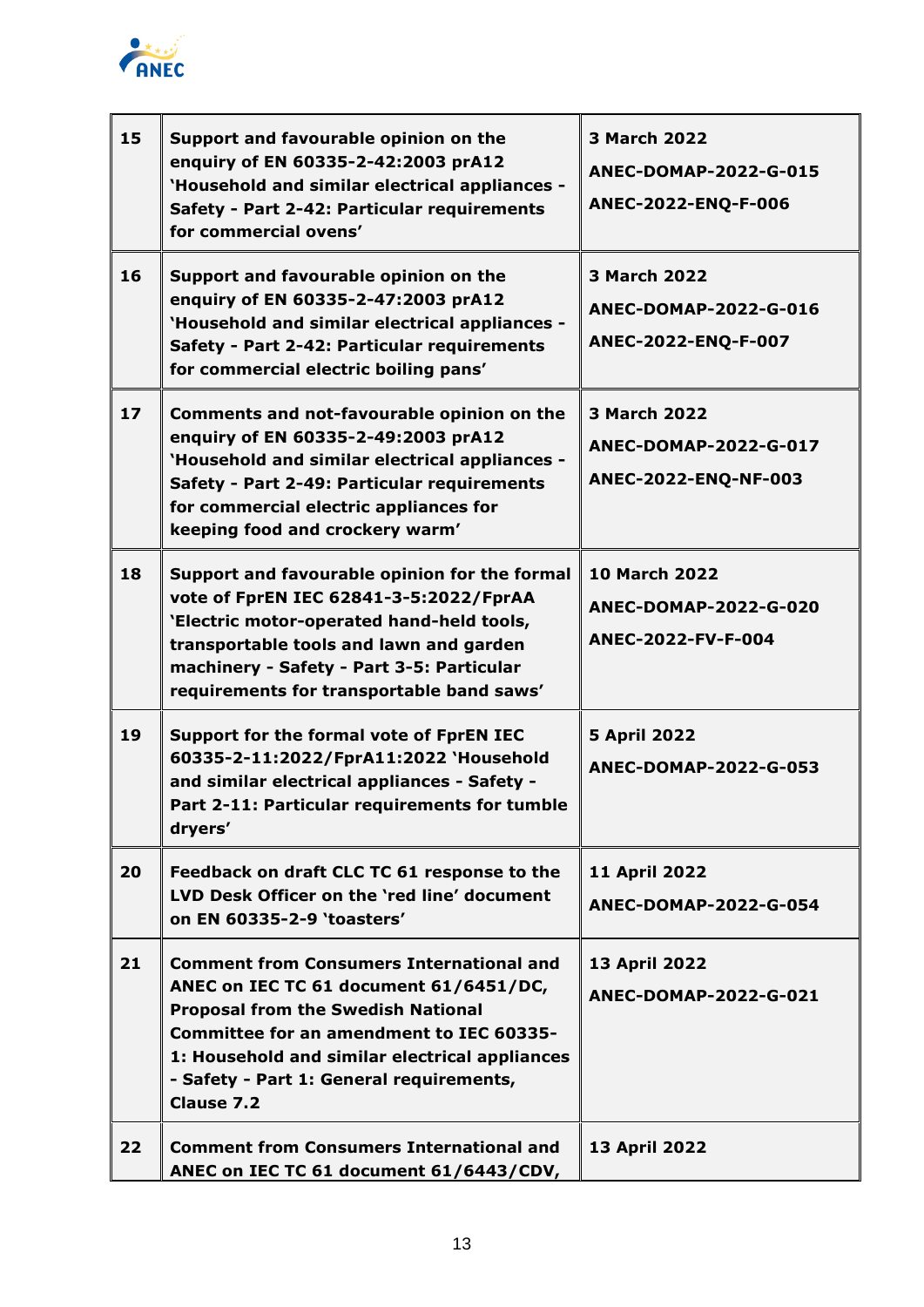| | | |
|---|---|---|
| **15** | **Support and favourable opinion on the enquiry of EN 60335-2-42:2003 prA12 'Household and similar electrical appliances - Safety - Part 2-42: Particular requirements for commercial ovens'** | **3 March 2022**<br>**ANEC-DOMAP-2022-G-015**<br>**ANEC-2022-ENQ-F-006** |
| **16** | **Support and favourable opinion on the enquiry of EN 60335-2-47:2003 prA12 'Household and similar electrical appliances - Safety - Part 2-42: Particular requirements for commercial electric boiling pans'** | **3 March 2022**<br>**ANEC-DOMAP-2022-G-016**<br>**ANEC-2022-ENQ-F-007** |
| **17** | **Comments and not-favourable opinion on the enquiry of EN 60335-2-49:2003 prA12 'Household and similar electrical appliances - Safety - Part 2-49: Particular requirements for commercial electric appliances for keeping food and crockery warm'** | **3 March 2022**<br>**ANEC-DOMAP-2022-G-017**<br>**ANEC-2022-ENQ-NF-003** |
| **18** | **Support and favourable opinion for the formal vote of FprEN IEC 62841-3-5:2022/FprAA 'Electric motor-operated hand-held tools, transportable tools and lawn and garden machinery - Safety - Part 3-5: Particular requirements for transportable band saws'** | **10 March 2022**<br>**ANEC-DOMAP-2022-G-020**<br>**ANEC-2022-FV-F-004** |
| **19** | **Support for the formal vote of FprEN IEC 60335-2-11:2022/FprA11:2022 'Household and similar electrical appliances - Safety - Part 2-11: Particular requirements for tumble dryers'** | **5 April 2022**<br>**ANEC-DOMAP-2022-G-053** |
| **20** | **Feedback on draft CLC TC 61 response to the LVD Desk Officer on the 'red line' document on EN 60335-2-9 'toasters'** | **11 April 2022**<br>**ANEC-DOMAP-2022-G-054** |
| **21** | **Comment from Consumers International and ANEC on IEC TC 61 document 61/6451/DC, Proposal from the Swedish National Committee for an amendment to IEC 60335-1: Household and similar electrical appliances - Safety - Part 1: General requirements, Clause 7.2** | **13 April 2022**<br>**ANEC-DOMAP-2022-G-021** |
| **22** | **Comment from Consumers International and ANEC on IEC TC 61 document 61/6443/CDV,** | **13 April 2022** |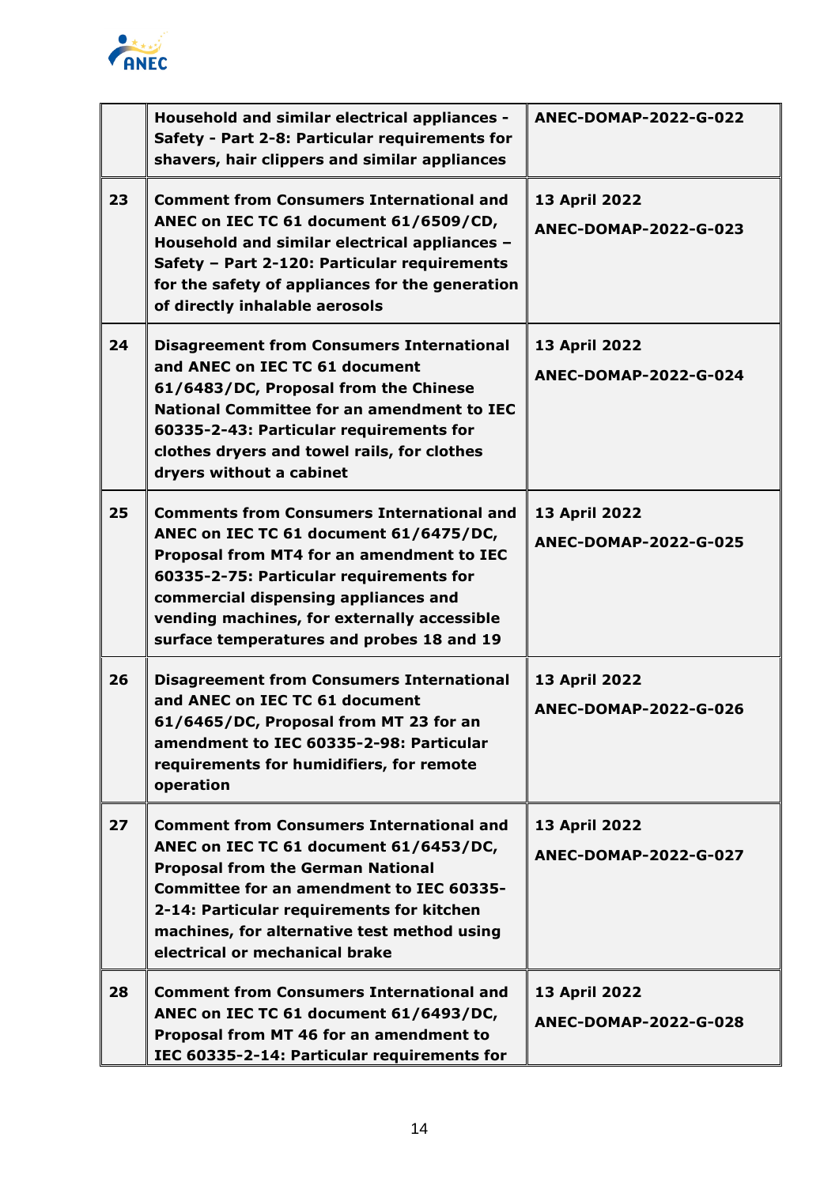| | | |
|---|---|---|
| | **Household and similar electrical appliances - Safety - Part 2-8: Particular requirements for shavers, hair clippers and similar appliances** | **ANEC-DOMAP-2022-G-022** |
| **23** | **Comment from Consumers International and ANEC on IEC TC 61 document 61/6509/CD, Household and similar electrical appliances – Safety – Part 2-120: Particular requirements for the safety of appliances for the generation of directly inhalable aerosols** | **13 April 2022**<br>**ANEC-DOMAP-2022-G-023** |
| **24** | **Disagreement from Consumers International and ANEC on IEC TC 61 document 61/6483/DC, Proposal from the Chinese National Committee for an amendment to IEC 60335-2-43: Particular requirements for clothes dryers and towel rails, for clothes dryers without a cabinet** | **13 April 2022**<br>**ANEC-DOMAP-2022-G-024** |
| **25** | **Comments from Consumers International and ANEC on IEC TC 61 document 61/6475/DC, Proposal from MT4 for an amendment to IEC 60335-2-75: Particular requirements for commercial dispensing appliances and vending machines, for externally accessible surface temperatures and probes 18 and 19** | **13 April 2022**<br>**ANEC-DOMAP-2022-G-025** |
| **26** | **Disagreement from Consumers International and ANEC on IEC TC 61 document 61/6465/DC, Proposal from MT 23 for an amendment to IEC 60335-2-98: Particular requirements for humidifiers, for remote operation** | **13 April 2022**<br>**ANEC-DOMAP-2022-G-026** |
| **27** | **Comment from Consumers International and ANEC on IEC TC 61 document 61/6453/DC, Proposal from the German National Committee for an amendment to IEC 60335-2-14: Particular requirements for kitchen machines, for alternative test method using electrical or mechanical brake** | **13 April 2022**<br>**ANEC-DOMAP-2022-G-027** |
| **28** | **Comment from Consumers International and ANEC on IEC TC 61 document 61/6493/DC, Proposal from MT 46 for an amendment to IEC 60335-2-14: Particular requirements for** | **13 April 2022**<br>**ANEC-DOMAP-2022-G-028** |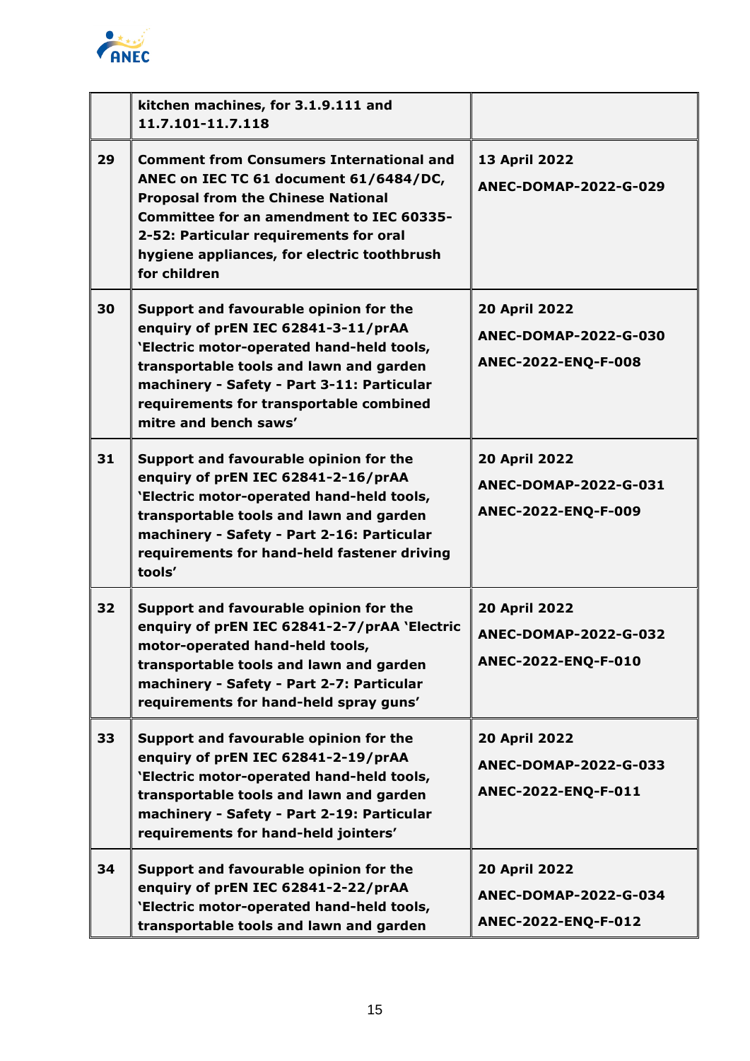|  |  |  |
|---|---|---|
|  | **kitchen machines, for 3.1.9.111 and 11.7.101-11.7.118** |  |
| **29** | **Comment from Consumers International and ANEC on IEC TC 61 document 61/6484/DC, Proposal from the Chinese National Committee for an amendment to IEC 60335-2-52: Particular requirements for oral hygiene appliances, for electric toothbrush for children** | **13 April 2022**<br>**ANEC-DOMAP-2022-G-029** |
| **30** | **Support and favourable opinion for the enquiry of prEN IEC 62841-3-11/prAA 'Electric motor-operated hand-held tools, transportable tools and lawn and garden machinery - Safety - Part 3-11: Particular requirements for transportable combined mitre and bench saws'** | **20 April 2022**<br>**ANEC-DOMAP-2022-G-030**<br>**ANEC-2022-ENQ-F-008** |
| **31** | **Support and favourable opinion for the enquiry of prEN IEC 62841-2-16/prAA 'Electric motor-operated hand-held tools, transportable tools and lawn and garden machinery - Safety - Part 2-16: Particular requirements for hand-held fastener driving tools'** | **20 April 2022**<br>**ANEC-DOMAP-2022-G-031**<br>**ANEC-2022-ENQ-F-009** |
| **32** | **Support and favourable opinion for the enquiry of prEN IEC 62841-2-7/prAA 'Electric motor-operated hand-held tools, transportable tools and lawn and garden machinery - Safety - Part 2-7: Particular requirements for hand-held spray guns'** | **20 April 2022**<br>**ANEC-DOMAP-2022-G-032**<br>**ANEC-2022-ENQ-F-010** |
| **33** | **Support and favourable opinion for the enquiry of prEN IEC 62841-2-19/prAA 'Electric motor-operated hand-held tools, transportable tools and lawn and garden machinery - Safety - Part 2-19: Particular requirements for hand-held jointers'** | **20 April 2022**<br>**ANEC-DOMAP-2022-G-033**<br>**ANEC-2022-ENQ-F-011** |
| **34** | **Support and favourable opinion for the enquiry of prEN IEC 62841-2-22/prAA 'Electric motor-operated hand-held tools, transportable tools and lawn and garden** | **20 April 2022**<br>**ANEC-DOMAP-2022-G-034**<br>**ANEC-2022-ENQ-F-012** |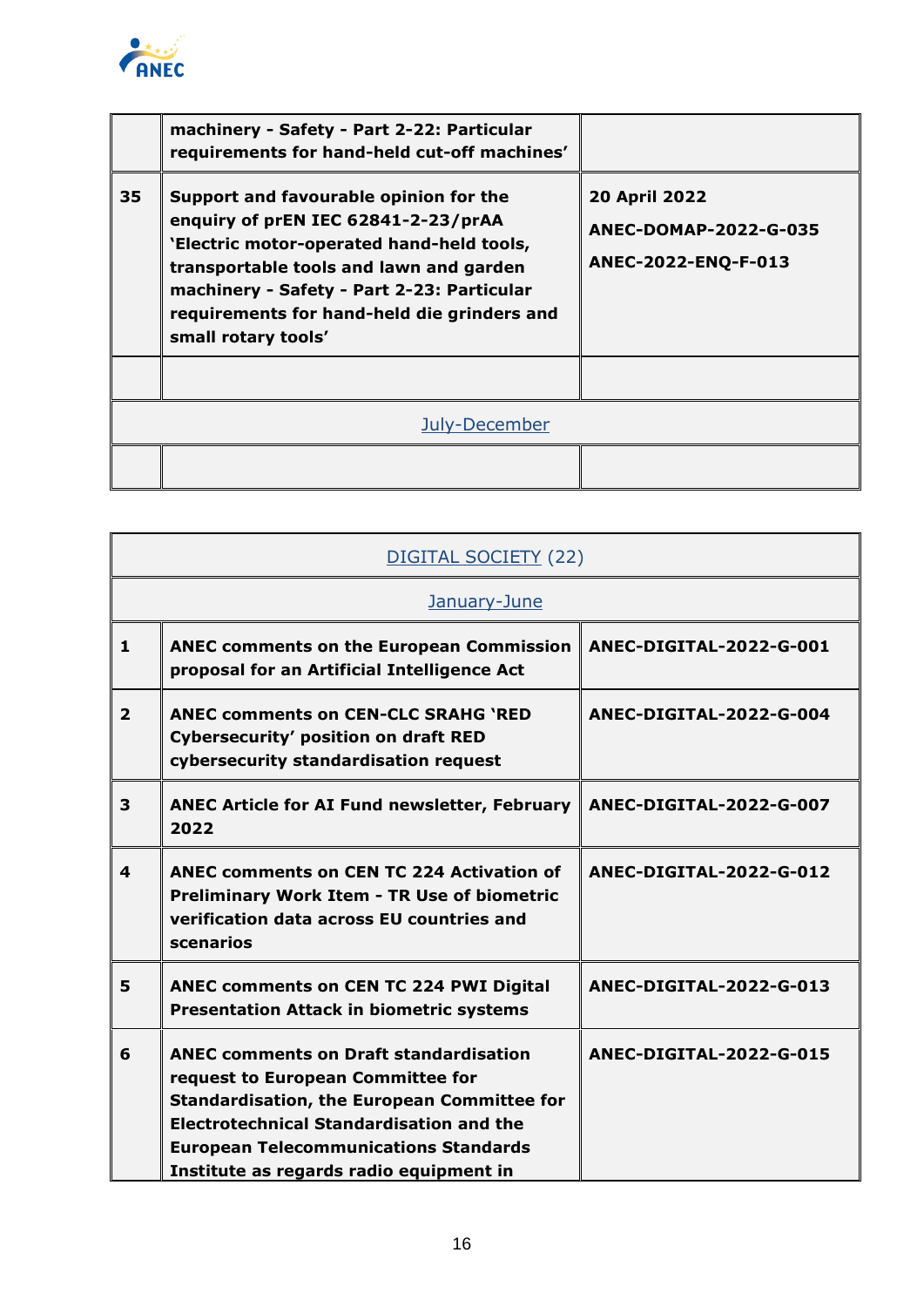| | | |
|---|---|---|
| | **machinery - Safety - Part 2-22: Particular requirements for hand-held cut-off machines'** | |
| **35** | **Support and favourable opinion for the enquiry of prEN IEC 62841-2-23/prAA 'Electric motor-operated hand-held tools, transportable tools and lawn and garden machinery - Safety - Part 2-23: Particular requirements for hand-held die grinders and small rotary tools'** | **20 April 2022**<br>**ANEC-DOMAP-2022-G-035**<br>**ANEC-2022-ENQ-F-013** |
| | | |
| | July-December | |
| | | |

| | | |
|---|---|---|
| | DIGITAL SOCIETY (22) | |
| | January-June | |
| **1** | **ANEC comments on the European Commission proposal for an Artificial Intelligence Act** | **ANEC-DIGITAL-2022-G-001** |
| **2** | **ANEC comments on CEN-CLC SRAHG 'RED Cybersecurity' position on draft RED cybersecurity standardisation request** | **ANEC-DIGITAL-2022-G-004** |
| **3** | **ANEC Article for AI Fund newsletter, February 2022** | **ANEC-DIGITAL-2022-G-007** |
| **4** | **ANEC comments on CEN TC 224 Activation of Preliminary Work Item - TR Use of biometric verification data across EU countries and scenarios** | **ANEC-DIGITAL-2022-G-012** |
| **5** | **ANEC comments on CEN TC 224 PWI Digital Presentation Attack in biometric systems** | **ANEC-DIGITAL-2022-G-013** |
| **6** | **ANEC comments on Draft standardisation request to European Committee for Standardisation, the European Committee for Electrotechnical Standardisation and the European Telecommunications Standards Institute as regards radio equipment in** | **ANEC-DIGITAL-2022-G-015** |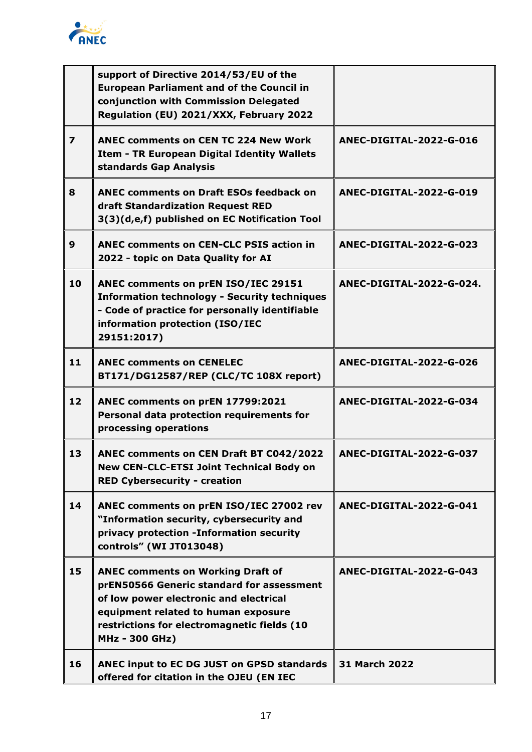| | | |
|---|---|---|
| | **support of Directive 2014/53/EU of the European Parliament and of the Council in conjunction with Commission Delegated Regulation (EU) 2021/XXX, February 2022** | |
| **7** | **ANEC comments on CEN TC 224 New Work Item - TR European Digital Identity Wallets standards Gap Analysis** | **ANEC-DIGITAL-2022-G-016** |
| **8** | **ANEC comments on Draft ESOs feedback on draft Standardization Request RED 3(3)(d,e,f) published on EC Notification Tool** | **ANEC-DIGITAL-2022-G-019** |
| **9** | **ANEC comments on CEN-CLC PSIS action in 2022 - topic on Data Quality for AI** | **ANEC-DIGITAL-2022-G-023** |
| **10** | **ANEC comments on prEN ISO/IEC 29151 Information technology - Security techniques - Code of practice for personally identifiable information protection (ISO/IEC 29151:2017)** | **ANEC-DIGITAL-2022-G-024.** |
| **11** | **ANEC comments on CENELEC BT171/DG12587/REP (CLC/TC 108X report)** | **ANEC-DIGITAL-2022-G-026** |
| **12** | **ANEC comments on prEN 17799:2021 Personal data protection requirements for processing operations** | **ANEC-DIGITAL-2022-G-034** |
| **13** | **ANEC comments on CEN Draft BT C042/2022 New CEN-CLC-ETSI Joint Technical Body on RED Cybersecurity - creation** | **ANEC-DIGITAL-2022-G-037** |
| **14** | **ANEC comments on prEN ISO/IEC 27002 rev "Information security, cybersecurity and privacy protection -Information security controls" (WI JT013048)** | **ANEC-DIGITAL-2022-G-041** |
| **15** | **ANEC comments on Working Draft of prEN50566 Generic standard for assessment of low power electronic and electrical equipment related to human exposure restrictions for electromagnetic fields (10 MHz - 300 GHz)** | **ANEC-DIGITAL-2022-G-043** |
| **16** | **ANEC input to EC DG JUST on GPSD standards offered for citation in the OJEU (EN IEC** | **31 March 2022** |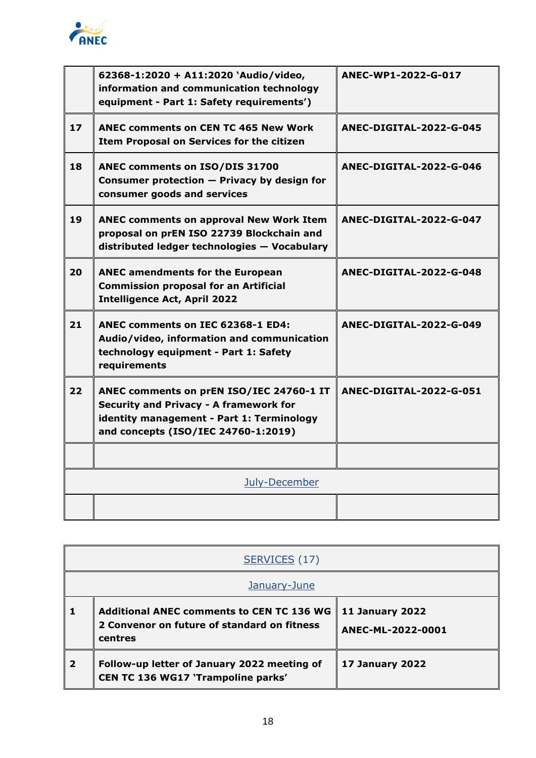| | | |
|---|---|---|
| | **62368-1:2020 + A11:2020 'Audio/video, information and communication technology equipment - Part 1: Safety requirements')** | **ANEC-WP1-2022-G-017** |
| **17** | **ANEC comments on CEN TC 465 New Work Item Proposal on Services for the citizen** | **ANEC-DIGITAL-2022-G-045** |
| **18** | **ANEC comments on ISO/DIS 31700 Consumer protection — Privacy by design for consumer goods and services** | **ANEC-DIGITAL-2022-G-046** |
| **19** | **ANEC comments on approval New Work Item proposal on prEN ISO 22739 Blockchain and distributed ledger technologies — Vocabulary** | **ANEC-DIGITAL-2022-G-047** |
| **20** | **ANEC amendments for the European Commission proposal for an Artificial Intelligence Act, April 2022** | **ANEC-DIGITAL-2022-G-048** |
| **21** | **ANEC comments on IEC 62368-1 ED4: Audio/video, information and communication technology equipment - Part 1: Safety requirements** | **ANEC-DIGITAL-2022-G-049** |
| **22** | **ANEC comments on prEN ISO/IEC 24760-1 IT Security and Privacy - A framework for identity management - Part 1: Terminology and concepts (ISO/IEC 24760-1:2019)** | **ANEC-DIGITAL-2022-G-051** |
| | | |
| July-December | | |
| | | |

| SERVICES (17) | | |
|---|---|---|
| January-June | | |
| **1** | **Additional ANEC comments to CEN TC 136 WG 2 Convenor on future of standard on fitness centres** | **11 January 2022**<br>**ANEC-ML-2022-0001** |
| **2** | **Follow-up letter of January 2022 meeting of CEN TC 136 WG17 'Trampoline parks'** | **17 January 2022** |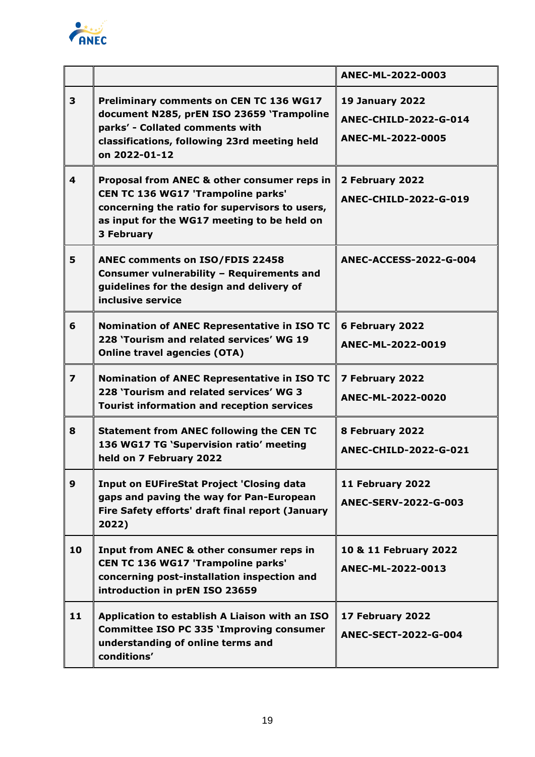| | | |
|---|---|---|
| | | **ANEC-ML-2022-0003** |
| **3** | **Preliminary comments on CEN TC 136 WG17 document N285, prEN ISO 23659 'Trampoline parks' - Collated comments with classifications, following 23rd meeting held on 2022-01-12** | **19 January 2022**<br>**ANEC-CHILD-2022-G-014**<br>**ANEC-ML-2022-0005** |
| **4** | **Proposal from ANEC & other consumer reps in CEN TC 136 WG17 'Trampoline parks' concerning the ratio for supervisors to users, as input for the WG17 meeting to be held on 3 February** | **2 February 2022**<br>**ANEC-CHILD-2022-G-019** |
| **5** | **ANEC comments on ISO/FDIS 22458 Consumer vulnerability – Requirements and guidelines for the design and delivery of inclusive service** | **ANEC-ACCESS-2022-G-004** |
| **6** | **Nomination of ANEC Representative in ISO TC 228 'Tourism and related services' WG 19 Online travel agencies (OTA)** | **6 February 2022**<br>**ANEC-ML-2022-0019** |
| **7** | **Nomination of ANEC Representative in ISO TC 228 'Tourism and related services' WG 3 Tourist information and reception services** | **7 February 2022**<br>**ANEC-ML-2022-0020** |
| **8** | **Statement from ANEC following the CEN TC 136 WG17 TG 'Supervision ratio' meeting held on 7 February 2022** | **8 February 2022**<br>**ANEC-CHILD-2022-G-021** |
| **9** | **Input on EUFireStat Project 'Closing data gaps and paving the way for Pan-European Fire Safety efforts' draft final report (January 2022)** | **11 February 2022**<br>**ANEC-SERV-2022-G-003** |
| **10** | **Input from ANEC & other consumer reps in CEN TC 136 WG17 'Trampoline parks' concerning post-installation inspection and introduction in prEN ISO 23659** | **10 & 11 February 2022**<br>**ANEC-ML-2022-0013** |
| **11** | **Application to establish A Liaison with an ISO Committee ISO PC 335 'Improving consumer understanding of online terms and conditions'** | **17 February 2022**<br>**ANEC-SECT-2022-G-004** |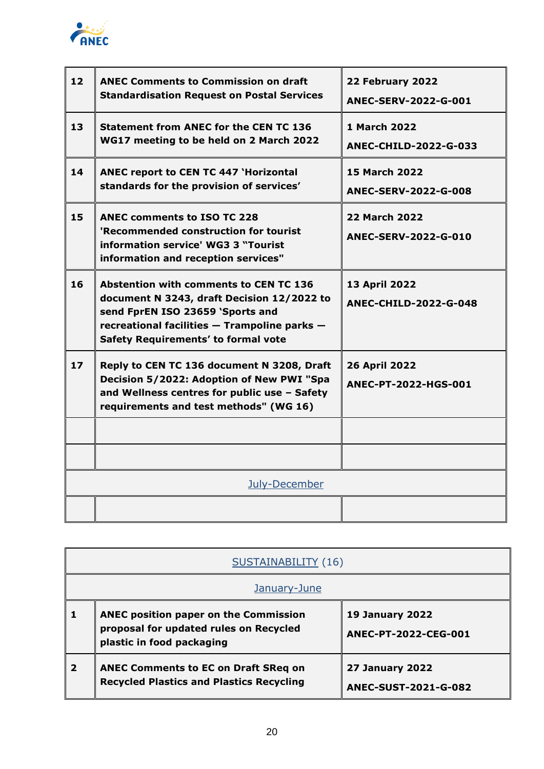| | | |
|---|---|---|
| **12** | **ANEC Comments to Commission on draft Standardisation Request on Postal Services** | **22 February 2022**<br>**ANEC-SERV-2022-G-001** |
| **13** | **Statement from ANEC for the CEN TC 136 WG17 meeting to be held on 2 March 2022** | **1 March 2022**<br>**ANEC-CHILD-2022-G-033** |
| **14** | **ANEC report to CEN TC 447 'Horizontal standards for the provision of services'** | **15 March 2022**<br>**ANEC-SERV-2022-G-008** |
| **15** | **ANEC comments to ISO TC 228 'Recommended construction for tourist information service' WG3 3 "Tourist information and reception services"** | **22 March 2022**<br>**ANEC-SERV-2022-G-010** |
| **16** | **Abstention with comments to CEN TC 136 document N 3243, draft Decision 12/2022 to send FprEN ISO 23659 'Sports and recreational facilities — Trampoline parks — Safety Requirements' to formal vote** | **13 April 2022**<br>**ANEC-CHILD-2022-G-048** |
| **17** | **Reply to CEN TC 136 document N 3208, Draft Decision 5/2022: Adoption of New PWI "Spa and Wellness centres for public use – Safety requirements and test methods" (WG 16)** | **26 April 2022**<br>**ANEC-PT-2022-HGS-001** |
| | | |
| | | |
| July-December | | |
| | | |

| SUSTAINABILITY (16) | | |
|---|---|---|
| January-June | | |
| **1** | **ANEC position paper on the Commission proposal for updated rules on Recycled plastic in food packaging** | **19 January 2022**<br>**ANEC-PT-2022-CEG-001** |
| **2** | **ANEC Comments to EC on Draft SReq on Recycled Plastics and Plastics Recycling** | **27 January 2022**<br>**ANEC-SUST-2021-G-082** |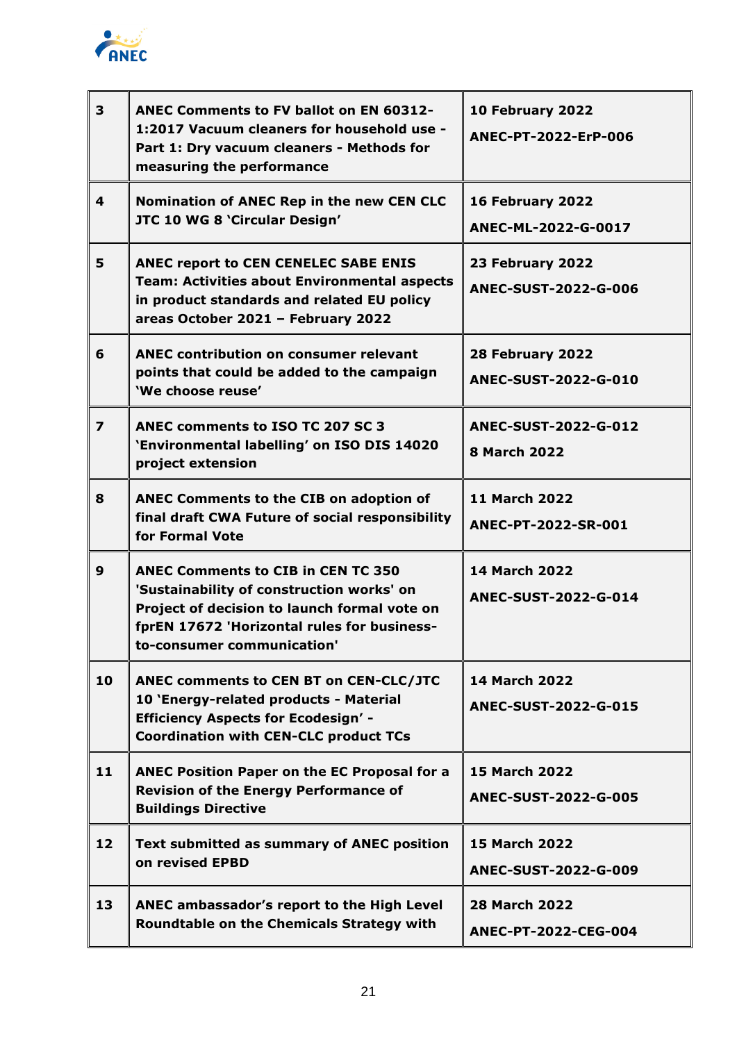| 3 | **ANEC Comments to FV ballot on EN 60312-1:2017 Vacuum cleaners for household use - Part 1: Dry vacuum cleaners - Methods for measuring the performance** | **10 February 2022**<br>**ANEC-PT-2022-ErP-006** |
|---|---|---|
| 4 | **Nomination of ANEC Rep in the new CEN CLC JTC 10 WG 8 'Circular Design'** | **16 February 2022**<br>**ANEC-ML-2022-G-0017** |
| 5 | **ANEC report to CEN CENELEC SABE ENIS Team: Activities about Environmental aspects in product standards and related EU policy areas October 2021 – February 2022** | **23 February 2022**<br>**ANEC-SUST-2022-G-006** |
| 6 | **ANEC contribution on consumer relevant points that could be added to the campaign 'We choose reuse'** | **28 February 2022**<br>**ANEC-SUST-2022-G-010** |
| 7 | **ANEC comments to ISO TC 207 SC 3 'Environmental labelling' on ISO DIS 14020 project extension** | **ANEC-SUST-2022-G-012**<br>**8 March 2022** |
| 8 | **ANEC Comments to the CIB on adoption of final draft CWA Future of social responsibility for Formal Vote** | **11 March 2022**<br>**ANEC-PT-2022-SR-001** |
| 9 | **ANEC Comments to CIB in CEN TC 350 'Sustainability of construction works' on Project of decision to launch formal vote on fprEN 17672 'Horizontal rules for business-to-consumer communication'** | **14 March 2022**<br>**ANEC-SUST-2022-G-014** |
| 10 | **ANEC comments to CEN BT on CEN-CLC/JTC 10 'Energy-related products - Material Efficiency Aspects for Ecodesign' - Coordination with CEN-CLC product TCs** | **14 March 2022**<br>**ANEC-SUST-2022-G-015** |
| 11 | **ANEC Position Paper on the EC Proposal for a Revision of the Energy Performance of Buildings Directive** | **15 March 2022**<br>**ANEC-SUST-2022-G-005** |
| 12 | **Text submitted as summary of ANEC position on revised EPBD** | **15 March 2022**<br>**ANEC-SUST-2022-G-009** |
| 13 | **ANEC ambassador's report to the High Level Roundtable on the Chemicals Strategy with** | **28 March 2022**<br>**ANEC-PT-2022-CEG-004** |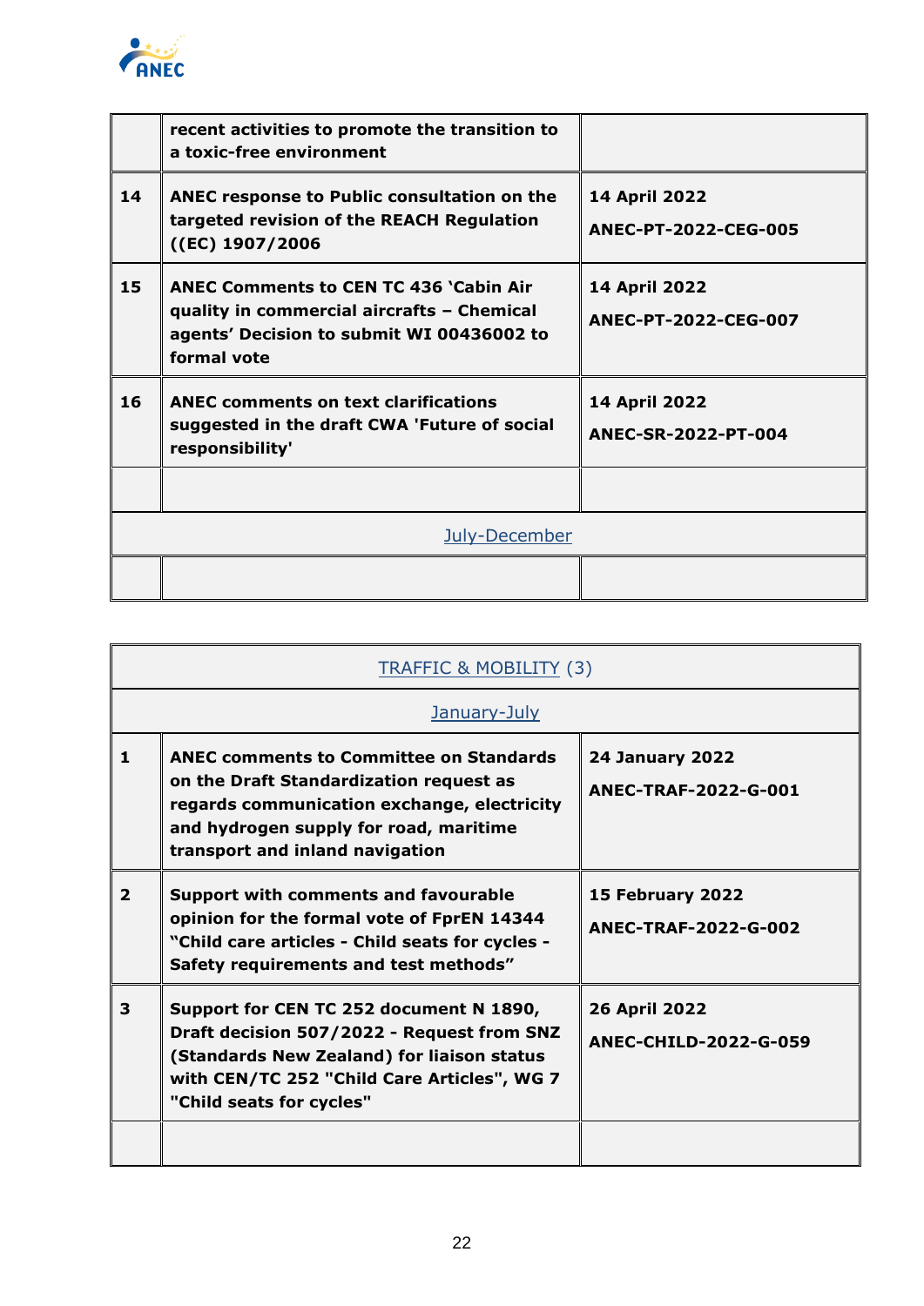|  |  |  |
|---|---|---|
|  | **recent activities to promote the transition to a toxic-free environment** |  |
| **14** | **ANEC response to Public consultation on the targeted revision of the REACH Regulation ((EC) 1907/2006** | **14 April 2022**<br>**ANEC-PT-2022-CEG-005** |
| **15** | **ANEC Comments to CEN TC 436 'Cabin Air quality in commercial aircrafts – Chemical agents' Decision to submit WI 00436002 to formal vote** | **14 April 2022**<br>**ANEC-PT-2022-CEG-007** |
| **16** | **ANEC comments on text clarifications suggested in the draft CWA 'Future of social responsibility'** | **14 April 2022**<br>**ANEC-SR-2022-PT-004** |
|  |  |  |
| July-December |  |  |
|  |  |  |

| TRAFFIC & MOBILITY (3) |  |  |
|---|---|---|
| January-July |  |  |
| **1** | **ANEC comments to Committee on Standards on the Draft Standardization request as regards communication exchange, electricity and hydrogen supply for road, maritime transport and inland navigation** | **24 January 2022**<br>**ANEC-TRAF-2022-G-001** |
| **2** | **Support with comments and favourable opinion for the formal vote of FprEN 14344 "Child care articles - Child seats for cycles - Safety requirements and test methods"** | **15 February 2022**<br>**ANEC-TRAF-2022-G-002** |
| **3** | **Support for CEN TC 252 document N 1890, Draft decision 507/2022 - Request from SNZ (Standards New Zealand) for liaison status with CEN/TC 252 "Child Care Articles", WG 7 "Child seats for cycles"** | **26 April 2022**<br>**ANEC-CHILD-2022-G-059** |
|  |  |  |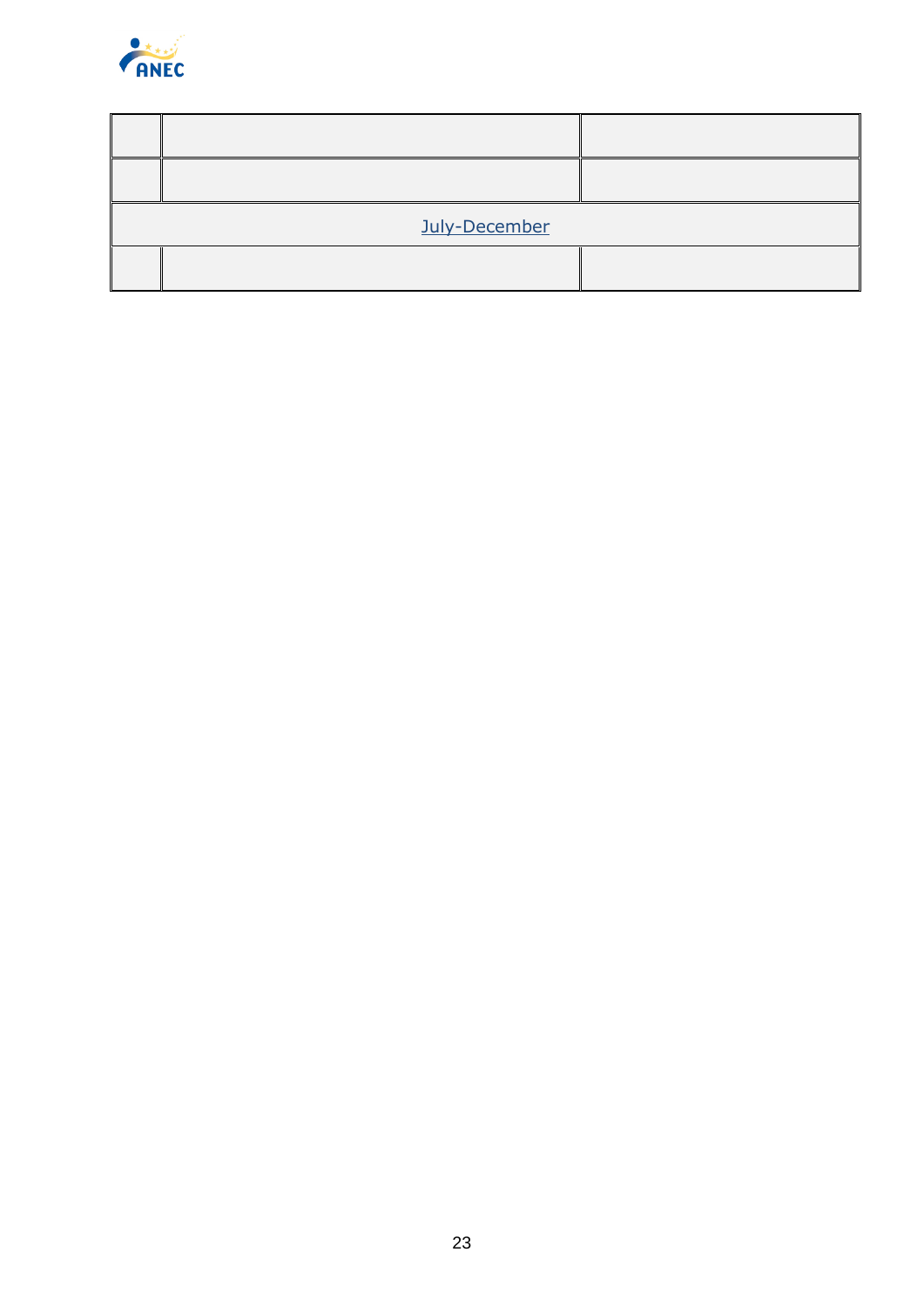| | | |
|---|---|---|
| | | |
| | | |
| July-December | | |
| | | |